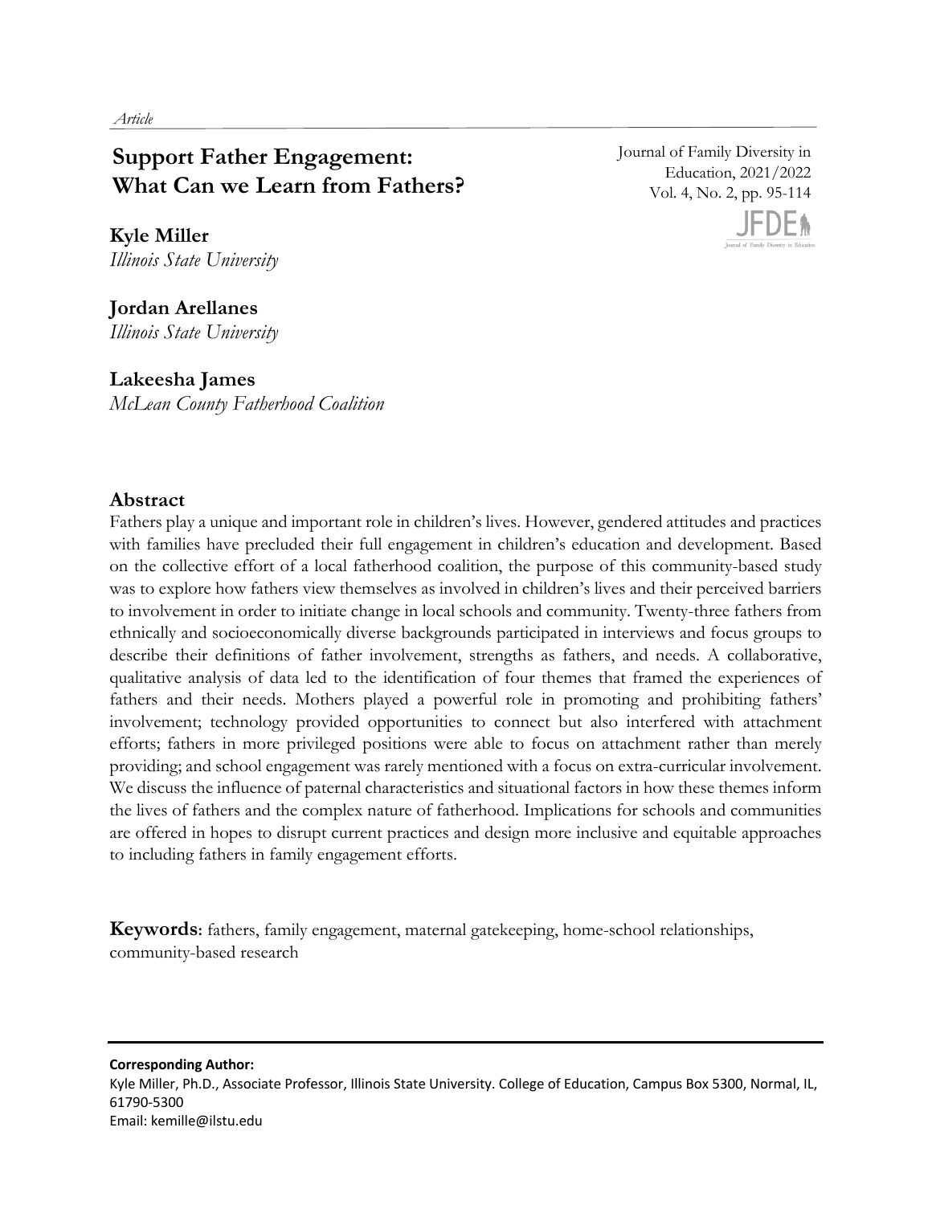*Article*

# Support Father Engagement: What Can we Learn from Fathers?

Journal of Family Diversity in Education, 2021/2022
Vol. 4, No. 2, pp. 95-114

**Kyle Miller**
*Illinois State University*

**Jordan Arellanes**
*Illinois State University*

**Lakeesha James**
*McLean County Fatherhood Coalition*

## Abstract

Fathers play a unique and important role in children's lives. However, gendered attitudes and practices with families have precluded their full engagement in children's education and development. Based on the collective effort of a local fatherhood coalition, the purpose of this community-based study was to explore how fathers view themselves as involved in children's lives and their perceived barriers to involvement in order to initiate change in local schools and community. Twenty-three fathers from ethnically and socioeconomically diverse backgrounds participated in interviews and focus groups to describe their definitions of father involvement, strengths as fathers, and needs. A collaborative, qualitative analysis of data led to the identification of four themes that framed the experiences of fathers and their needs. Mothers played a powerful role in promoting and prohibiting fathers' involvement; technology provided opportunities to connect but also interfered with attachment efforts; fathers in more privileged positions were able to focus on attachment rather than merely providing; and school engagement was rarely mentioned with a focus on extra-curricular involvement. We discuss the influence of paternal characteristics and situational factors in how these themes inform the lives of fathers and the complex nature of fatherhood. Implications for schools and communities are offered in hopes to disrupt current practices and design more inclusive and equitable approaches to including fathers in family engagement efforts.

**Keywords**: fathers, family engagement, maternal gatekeeping, home-school relationships, community-based research

---

**Corresponding Author:**
Kyle Miller, Ph.D., Associate Professor, Illinois State University. College of Education, Campus Box 5300, Normal, IL, 61790-5300
Email: kemille@ilstu.edu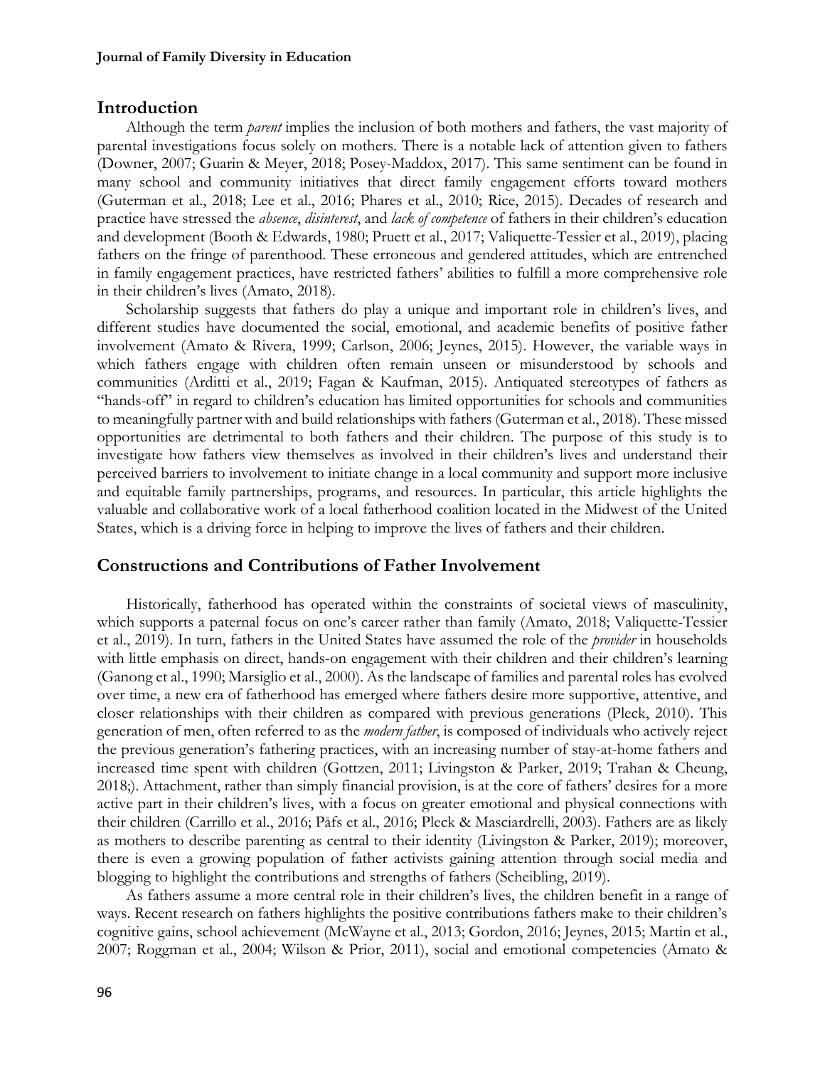## Introduction

Although the term *parent* implies the inclusion of both mothers and fathers, the vast majority of parental investigations focus solely on mothers. There is a notable lack of attention given to fathers (Downer, 2007; Guarin & Meyer, 2018; Posey-Maddox, 2017). This same sentiment can be found in many school and community initiatives that direct family engagement efforts toward mothers (Guterman et al., 2018; Lee et al., 2016; Phares et al., 2010; Rice, 2015). Decades of research and practice have stressed the *absence*, *disinterest*, and *lack of competence* of fathers in their children's education and development (Booth & Edwards, 1980; Pruett et al., 2017; Valiquette-Tessier et al., 2019), placing fathers on the fringe of parenthood. These erroneous and gendered attitudes, which are entrenched in family engagement practices, have restricted fathers' abilities to fulfill a more comprehensive role in their children's lives (Amato, 2018).

Scholarship suggests that fathers do play a unique and important role in children's lives, and different studies have documented the social, emotional, and academic benefits of positive father involvement (Amato & Rivera, 1999; Carlson, 2006; Jeynes, 2015). However, the variable ways in which fathers engage with children often remain unseen or misunderstood by schools and communities (Arditti et al., 2019; Fagan & Kaufman, 2015). Antiquated stereotypes of fathers as "hands-off" in regard to children's education has limited opportunities for schools and communities to meaningfully partner with and build relationships with fathers (Guterman et al., 2018). These missed opportunities are detrimental to both fathers and their children. The purpose of this study is to investigate how fathers view themselves as involved in their children's lives and understand their perceived barriers to involvement to initiate change in a local community and support more inclusive and equitable family partnerships, programs, and resources. In particular, this article highlights the valuable and collaborative work of a local fatherhood coalition located in the Midwest of the United States, which is a driving force in helping to improve the lives of fathers and their children.

## Constructions and Contributions of Father Involvement

Historically, fatherhood has operated within the constraints of societal views of masculinity, which supports a paternal focus on one's career rather than family (Amato, 2018; Valiquette-Tessier et al., 2019). In turn, fathers in the United States have assumed the role of the *provider* in households with little emphasis on direct, hands-on engagement with their children and their children's learning (Ganong et al., 1990; Marsiglio et al., 2000). As the landscape of families and parental roles has evolved over time, a new era of fatherhood has emerged where fathers desire more supportive, attentive, and closer relationships with their children as compared with previous generations (Pleck, 2010). This generation of men, often referred to as the *modern father*, is composed of individuals who actively reject the previous generation's fathering practices, with an increasing number of stay-at-home fathers and increased time spent with children (Gottzen, 2011; Livingston & Parker, 2019; Trahan & Cheung, 2018;). Attachment, rather than simply financial provision, is at the core of fathers' desires for a more active part in their children's lives, with a focus on greater emotional and physical connections with their children (Carrillo et al., 2016; Påfs et al., 2016; Pleck & Masciardrelli, 2003). Fathers are as likely as mothers to describe parenting as central to their identity (Livingston & Parker, 2019); moreover, there is even a growing population of father activists gaining attention through social media and blogging to highlight the contributions and strengths of fathers (Scheibling, 2019).

As fathers assume a more central role in their children's lives, the children benefit in a range of ways. Recent research on fathers highlights the positive contributions fathers make to their children's cognitive gains, school achievement (McWayne et al., 2013; Gordon, 2016; Jeynes, 2015; Martin et al., 2007; Roggman et al., 2004; Wilson & Prior, 2011), social and emotional competencies (Amato &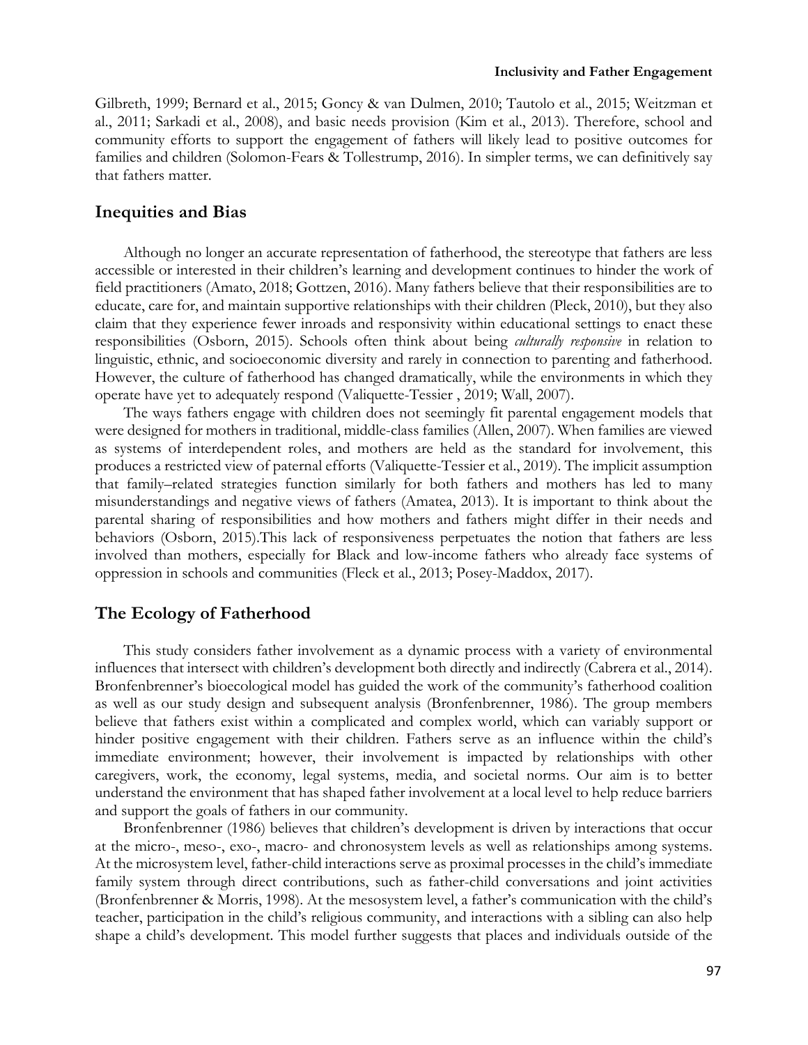Gilbreth, 1999; Bernard et al., 2015; Goncy & van Dulmen, 2010; Tautolo et al., 2015; Weitzman et al., 2011; Sarkadi et al., 2008), and basic needs provision (Kim et al., 2013). Therefore, school and community efforts to support the engagement of fathers will likely lead to positive outcomes for families and children (Solomon-Fears & Tollestrump, 2016). In simpler terms, we can definitively say that fathers matter.

## Inequities and Bias

Although no longer an accurate representation of fatherhood, the stereotype that fathers are less accessible or interested in their children's learning and development continues to hinder the work of field practitioners (Amato, 2018; Gottzen, 2016). Many fathers believe that their responsibilities are to educate, care for, and maintain supportive relationships with their children (Pleck, 2010), but they also claim that they experience fewer inroads and responsivity within educational settings to enact these responsibilities (Osborn, 2015). Schools often think about being *culturally responsive* in relation to linguistic, ethnic, and socioeconomic diversity and rarely in connection to parenting and fatherhood. However, the culture of fatherhood has changed dramatically, while the environments in which they operate have yet to adequately respond (Valiquette-Tessier , 2019; Wall, 2007).

The ways fathers engage with children does not seemingly fit parental engagement models that were designed for mothers in traditional, middle-class families (Allen, 2007). When families are viewed as systems of interdependent roles, and mothers are held as the standard for involvement, this produces a restricted view of paternal efforts (Valiquette-Tessier et al., 2019). The implicit assumption that family–related strategies function similarly for both fathers and mothers has led to many misunderstandings and negative views of fathers (Amatea, 2013). It is important to think about the parental sharing of responsibilities and how mothers and fathers might differ in their needs and behaviors (Osborn, 2015).This lack of responsiveness perpetuates the notion that fathers are less involved than mothers, especially for Black and low-income fathers who already face systems of oppression in schools and communities (Fleck et al., 2013; Posey-Maddox, 2017).

## The Ecology of Fatherhood

This study considers father involvement as a dynamic process with a variety of environmental influences that intersect with children's development both directly and indirectly (Cabrera et al., 2014). Bronfenbrenner's bioecological model has guided the work of the community's fatherhood coalition as well as our study design and subsequent analysis (Bronfenbrenner, 1986). The group members believe that fathers exist within a complicated and complex world, which can variably support or hinder positive engagement with their children. Fathers serve as an influence within the child's immediate environment; however, their involvement is impacted by relationships with other caregivers, work, the economy, legal systems, media, and societal norms. Our aim is to better understand the environment that has shaped father involvement at a local level to help reduce barriers and support the goals of fathers in our community.

Bronfenbrenner (1986) believes that children's development is driven by interactions that occur at the micro-, meso-, exo-, macro- and chronosystem levels as well as relationships among systems. At the microsystem level, father-child interactions serve as proximal processes in the child's immediate family system through direct contributions, such as father-child conversations and joint activities (Bronfenbrenner & Morris, 1998). At the mesosystem level, a father's communication with the child's teacher, participation in the child's religious community, and interactions with a sibling can also help shape a child's development. This model further suggests that places and individuals outside of the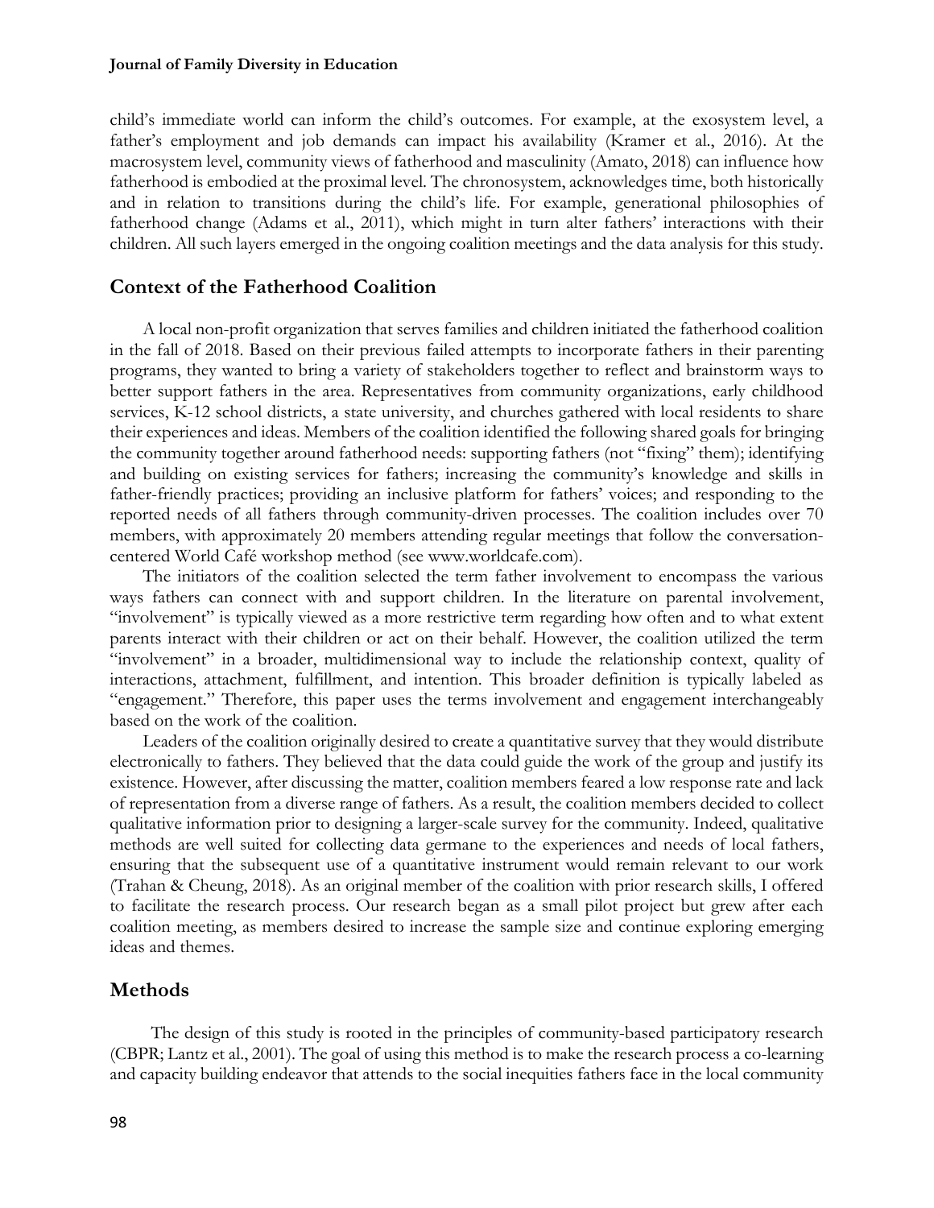child's immediate world can inform the child's outcomes. For example, at the exosystem level, a father's employment and job demands can impact his availability (Kramer et al., 2016). At the macrosystem level, community views of fatherhood and masculinity (Amato, 2018) can influence how fatherhood is embodied at the proximal level. The chronosystem, acknowledges time, both historically and in relation to transitions during the child's life. For example, generational philosophies of fatherhood change (Adams et al., 2011), which might in turn alter fathers' interactions with their children. All such layers emerged in the ongoing coalition meetings and the data analysis for this study.

## Context of the Fatherhood Coalition

A local non-profit organization that serves families and children initiated the fatherhood coalition in the fall of 2018. Based on their previous failed attempts to incorporate fathers in their parenting programs, they wanted to bring a variety of stakeholders together to reflect and brainstorm ways to better support fathers in the area. Representatives from community organizations, early childhood services, K-12 school districts, a state university, and churches gathered with local residents to share their experiences and ideas. Members of the coalition identified the following shared goals for bringing the community together around fatherhood needs: supporting fathers (not "fixing" them); identifying and building on existing services for fathers; increasing the community's knowledge and skills in father-friendly practices; providing an inclusive platform for fathers' voices; and responding to the reported needs of all fathers through community-driven processes. The coalition includes over 70 members, with approximately 20 members attending regular meetings that follow the conversation-centered World Café workshop method (see www.worldcafe.com).

The initiators of the coalition selected the term father involvement to encompass the various ways fathers can connect with and support children. In the literature on parental involvement, "involvement" is typically viewed as a more restrictive term regarding how often and to what extent parents interact with their children or act on their behalf. However, the coalition utilized the term "involvement" in a broader, multidimensional way to include the relationship context, quality of interactions, attachment, fulfillment, and intention. This broader definition is typically labeled as "engagement." Therefore, this paper uses the terms involvement and engagement interchangeably based on the work of the coalition.

Leaders of the coalition originally desired to create a quantitative survey that they would distribute electronically to fathers. They believed that the data could guide the work of the group and justify its existence. However, after discussing the matter, coalition members feared a low response rate and lack of representation from a diverse range of fathers. As a result, the coalition members decided to collect qualitative information prior to designing a larger-scale survey for the community. Indeed, qualitative methods are well suited for collecting data germane to the experiences and needs of local fathers, ensuring that the subsequent use of a quantitative instrument would remain relevant to our work (Trahan & Cheung, 2018). As an original member of the coalition with prior research skills, I offered to facilitate the research process. Our research began as a small pilot project but grew after each coalition meeting, as members desired to increase the sample size and continue exploring emerging ideas and themes.

## Methods

The design of this study is rooted in the principles of community-based participatory research (CBPR; Lantz et al., 2001). The goal of using this method is to make the research process a co-learning and capacity building endeavor that attends to the social inequities fathers face in the local community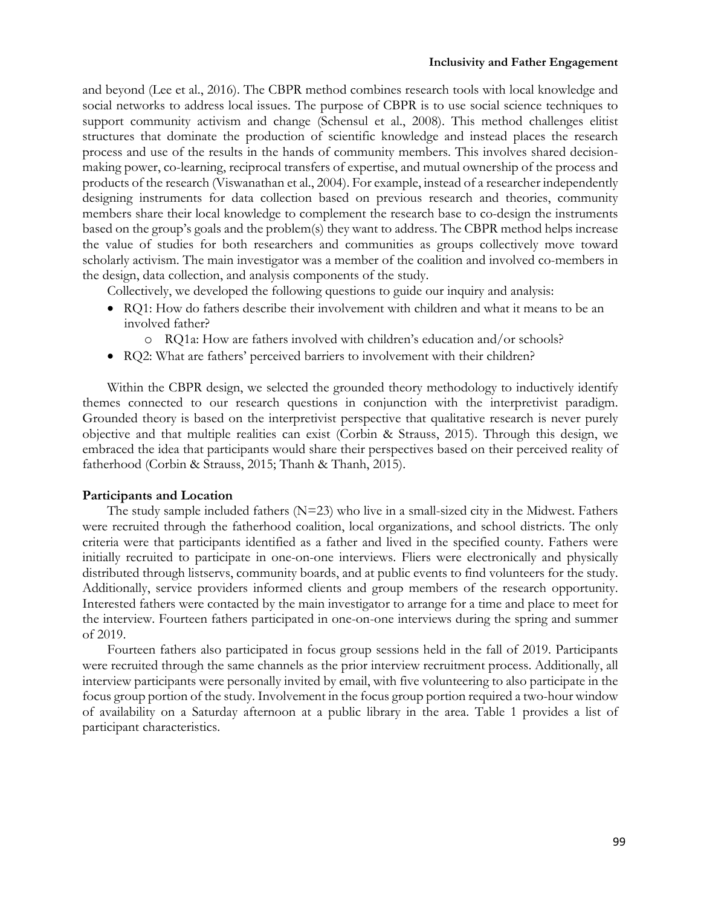and beyond (Lee et al., 2016). The CBPR method combines research tools with local knowledge and social networks to address local issues. The purpose of CBPR is to use social science techniques to support community activism and change (Schensul et al., 2008). This method challenges elitist structures that dominate the production of scientific knowledge and instead places the research process and use of the results in the hands of community members. This involves shared decision-making power, co-learning, reciprocal transfers of expertise, and mutual ownership of the process and products of the research (Viswanathan et al., 2004). For example, instead of a researcher independently designing instruments for data collection based on previous research and theories, community members share their local knowledge to complement the research base to co-design the instruments based on the group's goals and the problem(s) they want to address. The CBPR method helps increase the value of studies for both researchers and communities as groups collectively move toward scholarly activism. The main investigator was a member of the coalition and involved co-members in the design, data collection, and analysis components of the study.

Collectively, we developed the following questions to guide our inquiry and analysis:

- RQ1: How do fathers describe their involvement with children and what it means to be an involved father?
  - RQ1a: How are fathers involved with children's education and/or schools?
- RQ2: What are fathers' perceived barriers to involvement with their children?

Within the CBPR design, we selected the grounded theory methodology to inductively identify themes connected to our research questions in conjunction with the interpretivist paradigm. Grounded theory is based on the interpretivist perspective that qualitative research is never purely objective and that multiple realities can exist (Corbin & Strauss, 2015). Through this design, we embraced the idea that participants would share their perspectives based on their perceived reality of fatherhood (Corbin & Strauss, 2015; Thanh & Thanh, 2015).

### Participants and Location

The study sample included fathers (N=23) who live in a small-sized city in the Midwest. Fathers were recruited through the fatherhood coalition, local organizations, and school districts. The only criteria were that participants identified as a father and lived in the specified county. Fathers were initially recruited to participate in one-on-one interviews. Fliers were electronically and physically distributed through listservs, community boards, and at public events to find volunteers for the study. Additionally, service providers informed clients and group members of the research opportunity. Interested fathers were contacted by the main investigator to arrange for a time and place to meet for the interview. Fourteen fathers participated in one-on-one interviews during the spring and summer of 2019.

Fourteen fathers also participated in focus group sessions held in the fall of 2019. Participants were recruited through the same channels as the prior interview recruitment process. Additionally, all interview participants were personally invited by email, with five volunteering to also participate in the focus group portion of the study. Involvement in the focus group portion required a two-hour window of availability on a Saturday afternoon at a public library in the area. Table 1 provides a list of participant characteristics.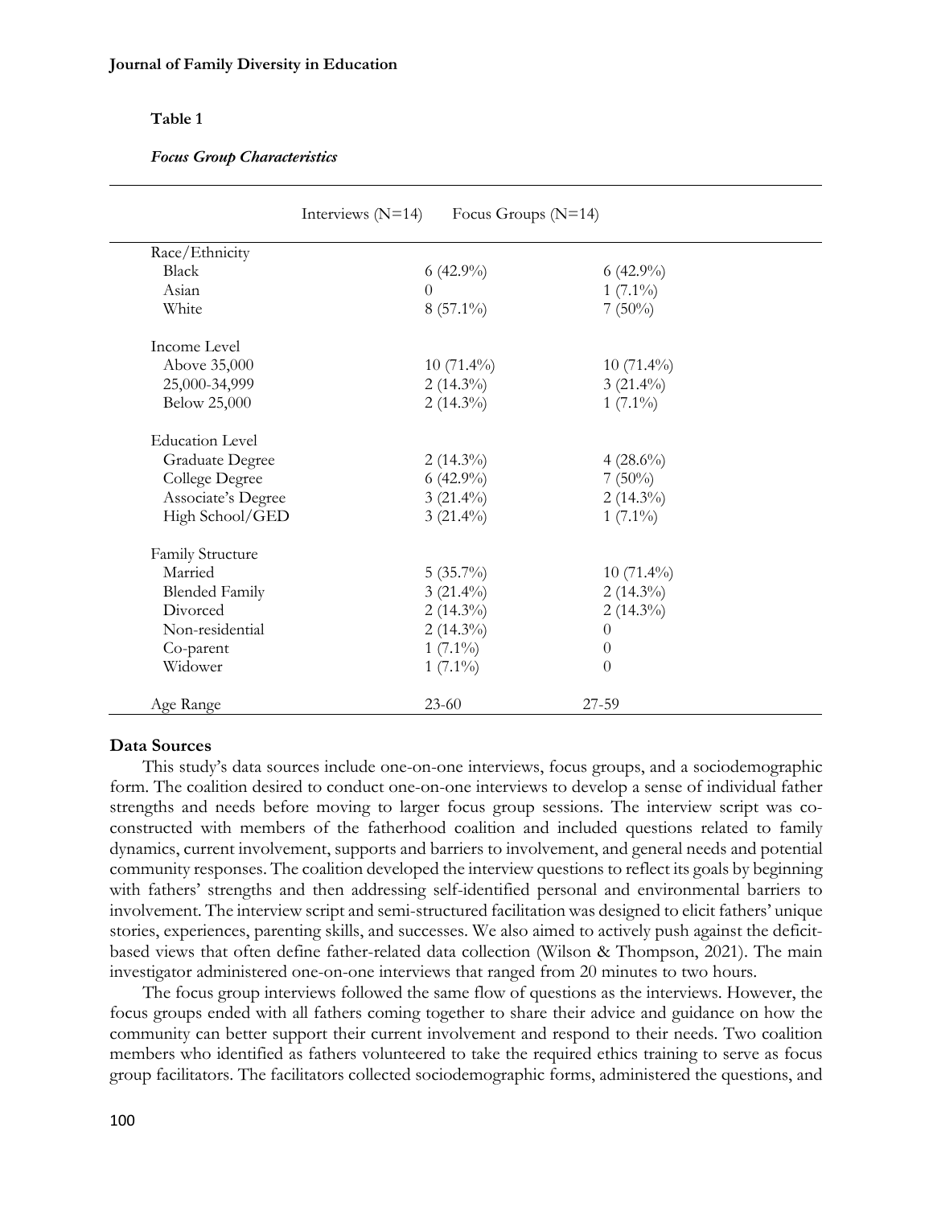**Table 1**

***Focus Group Characteristics***

| | Interviews (N=14) | Focus Groups (N=14) |
|---|---|---|
| Race/Ethnicity | | |
| Black | 6 (42.9%) | 6 (42.9%) |
| Asian | 0 | 1 (7.1%) |
| White | 8 (57.1%) | 7 (50%) |
| Income Level | | |
| Above 35,000 | 10 (71.4%) | 10 (71.4%) |
| 25,000-34,999 | 2 (14.3%) | 3 (21.4%) |
| Below 25,000 | 2 (14.3%) | 1 (7.1%) |
| Education Level | | |
| Graduate Degree | 2 (14.3%) | 4 (28.6%) |
| College Degree | 6 (42.9%) | 7 (50%) |
| Associate's Degree | 3 (21.4%) | 2 (14.3%) |
| High School/GED | 3 (21.4%) | 1 (7.1%) |
| Family Structure | | |
| Married | 5 (35.7%) | 10 (71.4%) |
| Blended Family | 3 (21.4%) | 2 (14.3%) |
| Divorced | 2 (14.3%) | 2 (14.3%) |
| Non-residential | 2 (14.3%) | 0 |
| Co-parent | 1 (7.1%) | 0 |
| Widower | 1 (7.1%) | 0 |
| Age Range | 23-60 | 27-59 |

### Data Sources

This study's data sources include one-on-one interviews, focus groups, and a sociodemographic form. The coalition desired to conduct one-on-one interviews to develop a sense of individual father strengths and needs before moving to larger focus group sessions. The interview script was co-constructed with members of the fatherhood coalition and included questions related to family dynamics, current involvement, supports and barriers to involvement, and general needs and potential community responses. The coalition developed the interview questions to reflect its goals by beginning with fathers' strengths and then addressing self-identified personal and environmental barriers to involvement. The interview script and semi-structured facilitation was designed to elicit fathers' unique stories, experiences, parenting skills, and successes. We also aimed to actively push against the deficit-based views that often define father-related data collection (Wilson & Thompson, 2021). The main investigator administered one-on-one interviews that ranged from 20 minutes to two hours.

The focus group interviews followed the same flow of questions as the interviews. However, the focus groups ended with all fathers coming together to share their advice and guidance on how the community can better support their current involvement and respond to their needs. Two coalition members who identified as fathers volunteered to take the required ethics training to serve as focus group facilitators. The facilitators collected sociodemographic forms, administered the questions, and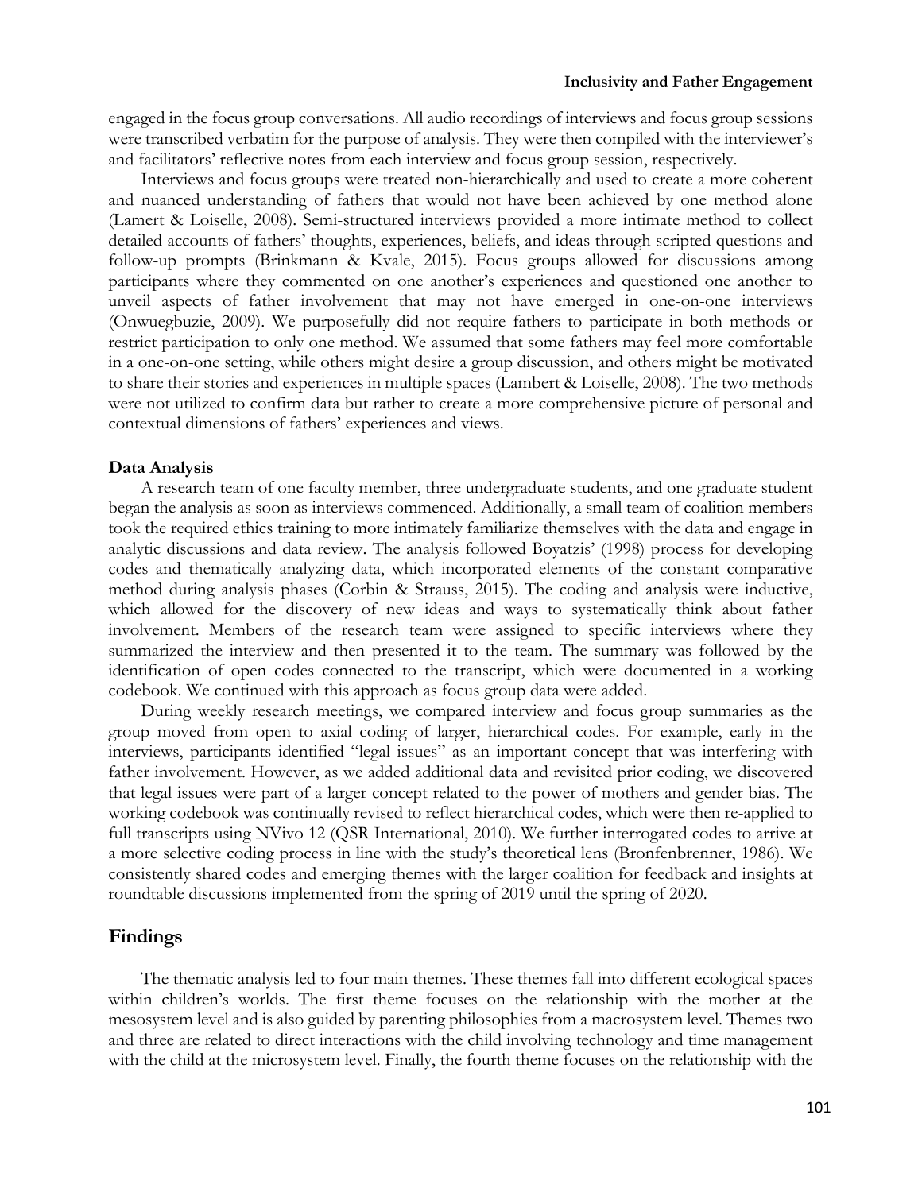engaged in the focus group conversations. All audio recordings of interviews and focus group sessions were transcribed verbatim for the purpose of analysis. They were then compiled with the interviewer's and facilitators' reflective notes from each interview and focus group session, respectively.

Interviews and focus groups were treated non-hierarchically and used to create a more coherent and nuanced understanding of fathers that would not have been achieved by one method alone (Lamert & Loiselle, 2008). Semi-structured interviews provided a more intimate method to collect detailed accounts of fathers' thoughts, experiences, beliefs, and ideas through scripted questions and follow-up prompts (Brinkmann & Kvale, 2015). Focus groups allowed for discussions among participants where they commented on one another's experiences and questioned one another to unveil aspects of father involvement that may not have emerged in one-on-one interviews (Onwuegbuzie, 2009). We purposefully did not require fathers to participate in both methods or restrict participation to only one method. We assumed that some fathers may feel more comfortable in a one-on-one setting, while others might desire a group discussion, and others might be motivated to share their stories and experiences in multiple spaces (Lambert & Loiselle, 2008). The two methods were not utilized to confirm data but rather to create a more comprehensive picture of personal and contextual dimensions of fathers' experiences and views.

### Data Analysis

A research team of one faculty member, three undergraduate students, and one graduate student began the analysis as soon as interviews commenced. Additionally, a small team of coalition members took the required ethics training to more intimately familiarize themselves with the data and engage in analytic discussions and data review. The analysis followed Boyatzis' (1998) process for developing codes and thematically analyzing data, which incorporated elements of the constant comparative method during analysis phases (Corbin & Strauss, 2015). The coding and analysis were inductive, which allowed for the discovery of new ideas and ways to systematically think about father involvement. Members of the research team were assigned to specific interviews where they summarized the interview and then presented it to the team. The summary was followed by the identification of open codes connected to the transcript, which were documented in a working codebook. We continued with this approach as focus group data were added.

During weekly research meetings, we compared interview and focus group summaries as the group moved from open to axial coding of larger, hierarchical codes. For example, early in the interviews, participants identified "legal issues" as an important concept that was interfering with father involvement. However, as we added additional data and revisited prior coding, we discovered that legal issues were part of a larger concept related to the power of mothers and gender bias. The working codebook was continually revised to reflect hierarchical codes, which were then re-applied to full transcripts using NVivo 12 (QSR International, 2010). We further interrogated codes to arrive at a more selective coding process in line with the study's theoretical lens (Bronfenbrenner, 1986). We consistently shared codes and emerging themes with the larger coalition for feedback and insights at roundtable discussions implemented from the spring of 2019 until the spring of 2020.

## Findings

The thematic analysis led to four main themes. These themes fall into different ecological spaces within children's worlds. The first theme focuses on the relationship with the mother at the mesosystem level and is also guided by parenting philosophies from a macrosystem level. Themes two and three are related to direct interactions with the child involving technology and time management with the child at the microsystem level. Finally, the fourth theme focuses on the relationship with the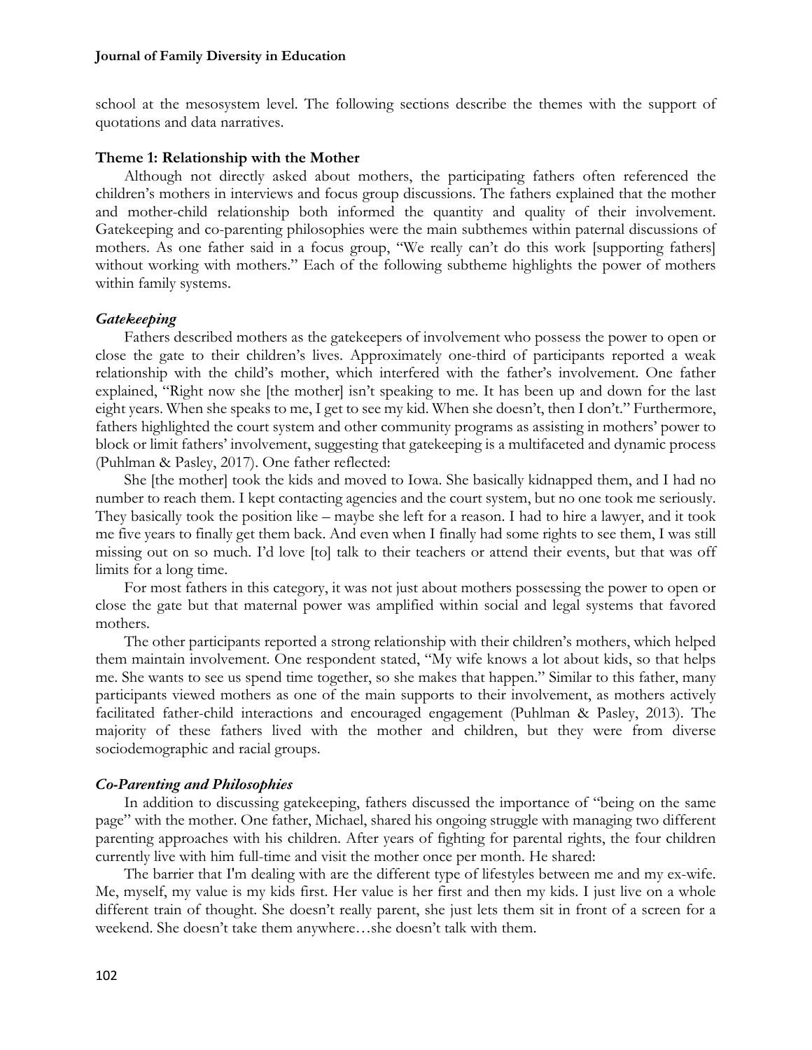school at the mesosystem level. The following sections describe the themes with the support of quotations and data narratives.

### Theme 1: Relationship with the Mother

Although not directly asked about mothers, the participating fathers often referenced the children's mothers in interviews and focus group discussions. The fathers explained that the mother and mother-child relationship both informed the quantity and quality of their involvement. Gatekeeping and co-parenting philosophies were the main subthemes within paternal discussions of mothers. As one father said in a focus group, "We really can't do this work [supporting fathers] without working with mothers." Each of the following subtheme highlights the power of mothers within family systems.

#### *Gatekeeping*

Fathers described mothers as the gatekeepers of involvement who possess the power to open or close the gate to their children's lives. Approximately one-third of participants reported a weak relationship with the child's mother, which interfered with the father's involvement. One father explained, "Right now she [the mother] isn't speaking to me. It has been up and down for the last eight years. When she speaks to me, I get to see my kid. When she doesn't, then I don't." Furthermore, fathers highlighted the court system and other community programs as assisting in mothers' power to block or limit fathers' involvement, suggesting that gatekeeping is a multifaceted and dynamic process (Puhlman & Pasley, 2017). One father reflected:

She [the mother] took the kids and moved to Iowa. She basically kidnapped them, and I had no number to reach them. I kept contacting agencies and the court system, but no one took me seriously. They basically took the position like – maybe she left for a reason. I had to hire a lawyer, and it took me five years to finally get them back. And even when I finally had some rights to see them, I was still missing out on so much. I'd love [to] talk to their teachers or attend their events, but that was off limits for a long time.

For most fathers in this category, it was not just about mothers possessing the power to open or close the gate but that maternal power was amplified within social and legal systems that favored mothers.

The other participants reported a strong relationship with their children's mothers, which helped them maintain involvement. One respondent stated, "My wife knows a lot about kids, so that helps me. She wants to see us spend time together, so she makes that happen." Similar to this father, many participants viewed mothers as one of the main supports to their involvement, as mothers actively facilitated father-child interactions and encouraged engagement (Puhlman & Pasley, 2013). The majority of these fathers lived with the mother and children, but they were from diverse sociodemographic and racial groups.

#### *Co-Parenting and Philosophies*

In addition to discussing gatekeeping, fathers discussed the importance of "being on the same page" with the mother. One father, Michael, shared his ongoing struggle with managing two different parenting approaches with his children. After years of fighting for parental rights, the four children currently live with him full-time and visit the mother once per month. He shared:

The barrier that I'm dealing with are the different type of lifestyles between me and my ex-wife. Me, myself, my value is my kids first. Her value is her first and then my kids. I just live on a whole different train of thought. She doesn't really parent, she just lets them sit in front of a screen for a weekend. She doesn't take them anywhere…she doesn't talk with them.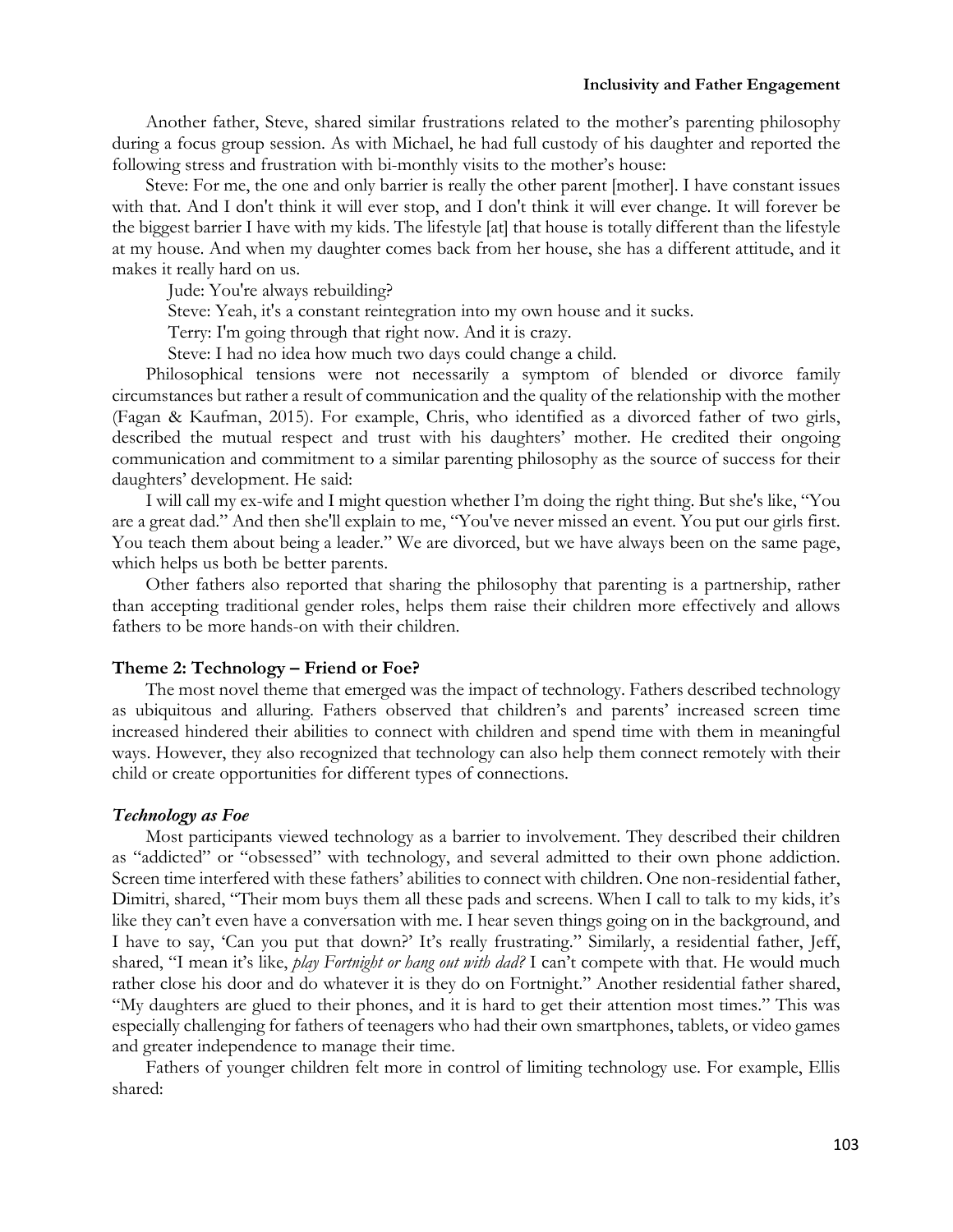Another father, Steve, shared similar frustrations related to the mother's parenting philosophy during a focus group session. As with Michael, he had full custody of his daughter and reported the following stress and frustration with bi-monthly visits to the mother's house:

Steve: For me, the one and only barrier is really the other parent [mother]. I have constant issues with that. And I don't think it will ever stop, and I don't think it will ever change. It will forever be the biggest barrier I have with my kids. The lifestyle [at] that house is totally different than the lifestyle at my house. And when my daughter comes back from her house, she has a different attitude, and it makes it really hard on us.

Jude: You're always rebuilding?

Steve: Yeah, it's a constant reintegration into my own house and it sucks.

Terry: I'm going through that right now. And it is crazy.

Steve: I had no idea how much two days could change a child.

Philosophical tensions were not necessarily a symptom of blended or divorce family circumstances but rather a result of communication and the quality of the relationship with the mother (Fagan & Kaufman, 2015). For example, Chris, who identified as a divorced father of two girls, described the mutual respect and trust with his daughters' mother. He credited their ongoing communication and commitment to a similar parenting philosophy as the source of success for their daughters' development. He said:

I will call my ex-wife and I might question whether I'm doing the right thing. But she's like, "You are a great dad." And then she'll explain to me, "You've never missed an event. You put our girls first. You teach them about being a leader." We are divorced, but we have always been on the same page, which helps us both be better parents.

Other fathers also reported that sharing the philosophy that parenting is a partnership, rather than accepting traditional gender roles, helps them raise their children more effectively and allows fathers to be more hands-on with their children.

### Theme 2: Technology – Friend or Foe?

The most novel theme that emerged was the impact of technology. Fathers described technology as ubiquitous and alluring. Fathers observed that children's and parents' increased screen time increased hindered their abilities to connect with children and spend time with them in meaningful ways. However, they also recognized that technology can also help them connect remotely with their child or create opportunities for different types of connections.

#### *Technology as Foe*

Most participants viewed technology as a barrier to involvement. They described their children as "addicted" or "obsessed" with technology, and several admitted to their own phone addiction. Screen time interfered with these fathers' abilities to connect with children. One non-residential father, Dimitri, shared, "Their mom buys them all these pads and screens. When I call to talk to my kids, it's like they can't even have a conversation with me. I hear seven things going on in the background, and I have to say, 'Can you put that down?' It's really frustrating." Similarly, a residential father, Jeff, shared, "I mean it's like, *play Fortnight or hang out with dad?* I can't compete with that. He would much rather close his door and do whatever it is they do on Fortnight." Another residential father shared, "My daughters are glued to their phones, and it is hard to get their attention most times." This was especially challenging for fathers of teenagers who had their own smartphones, tablets, or video games and greater independence to manage their time.

Fathers of younger children felt more in control of limiting technology use. For example, Ellis shared: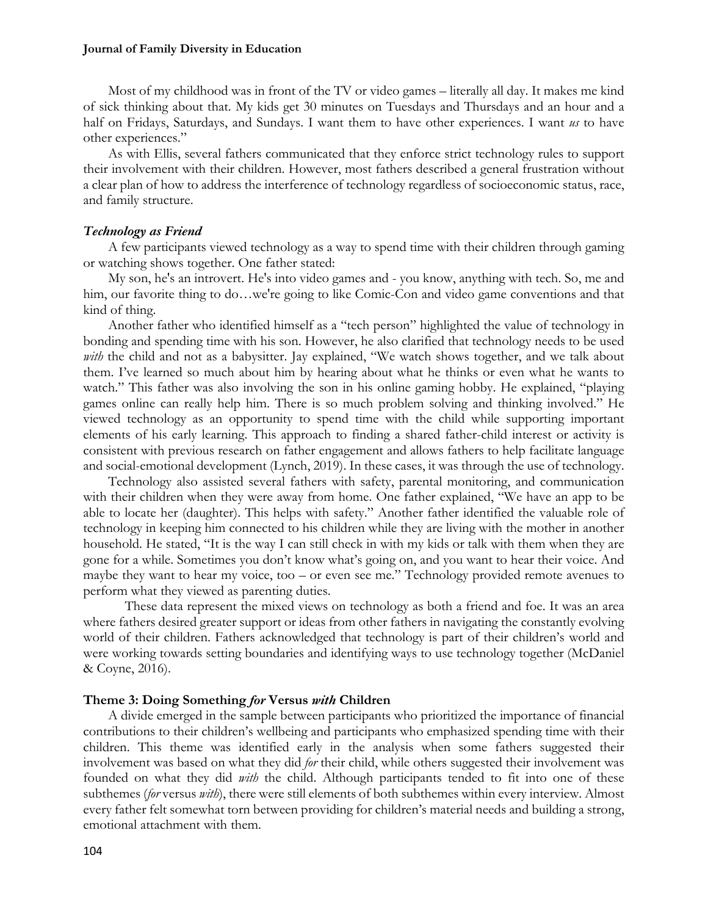Most of my childhood was in front of the TV or video games – literally all day. It makes me kind of sick thinking about that. My kids get 30 minutes on Tuesdays and Thursdays and an hour and a half on Fridays, Saturdays, and Sundays. I want them to have other experiences. I want *us* to have other experiences."

As with Ellis, several fathers communicated that they enforce strict technology rules to support their involvement with their children. However, most fathers described a general frustration without a clear plan of how to address the interference of technology regardless of socioeconomic status, race, and family structure.

### *Technology as Friend*

A few participants viewed technology as a way to spend time with their children through gaming or watching shows together. One father stated:

My son, he's an introvert. He's into video games and - you know, anything with tech. So, me and him, our favorite thing to do…we're going to like Comic-Con and video game conventions and that kind of thing.

Another father who identified himself as a "tech person" highlighted the value of technology in bonding and spending time with his son. However, he also clarified that technology needs to be used *with* the child and not as a babysitter. Jay explained, "We watch shows together, and we talk about them. I've learned so much about him by hearing about what he thinks or even what he wants to watch." This father was also involving the son in his online gaming hobby. He explained, "playing games online can really help him. There is so much problem solving and thinking involved." He viewed technology as an opportunity to spend time with the child while supporting important elements of his early learning. This approach to finding a shared father-child interest or activity is consistent with previous research on father engagement and allows fathers to help facilitate language and social-emotional development (Lynch, 2019). In these cases, it was through the use of technology.

Technology also assisted several fathers with safety, parental monitoring, and communication with their children when they were away from home. One father explained, "We have an app to be able to locate her (daughter). This helps with safety." Another father identified the valuable role of technology in keeping him connected to his children while they are living with the mother in another household. He stated, "It is the way I can still check in with my kids or talk with them when they are gone for a while. Sometimes you don't know what's going on, and you want to hear their voice. And maybe they want to hear my voice, too – or even see me." Technology provided remote avenues to perform what they viewed as parenting duties.

These data represent the mixed views on technology as both a friend and foe. It was an area where fathers desired greater support or ideas from other fathers in navigating the constantly evolving world of their children. Fathers acknowledged that technology is part of their children's world and were working towards setting boundaries and identifying ways to use technology together (McDaniel & Coyne, 2016).

## Theme 3: Doing Something *for* Versus *with* Children

A divide emerged in the sample between participants who prioritized the importance of financial contributions to their children's wellbeing and participants who emphasized spending time with their children. This theme was identified early in the analysis when some fathers suggested their involvement was based on what they did *for* their child, while others suggested their involvement was founded on what they did *with* the child. Although participants tended to fit into one of these subthemes (*for* versus *with*), there were still elements of both subthemes within every interview. Almost every father felt somewhat torn between providing for children's material needs and building a strong, emotional attachment with them.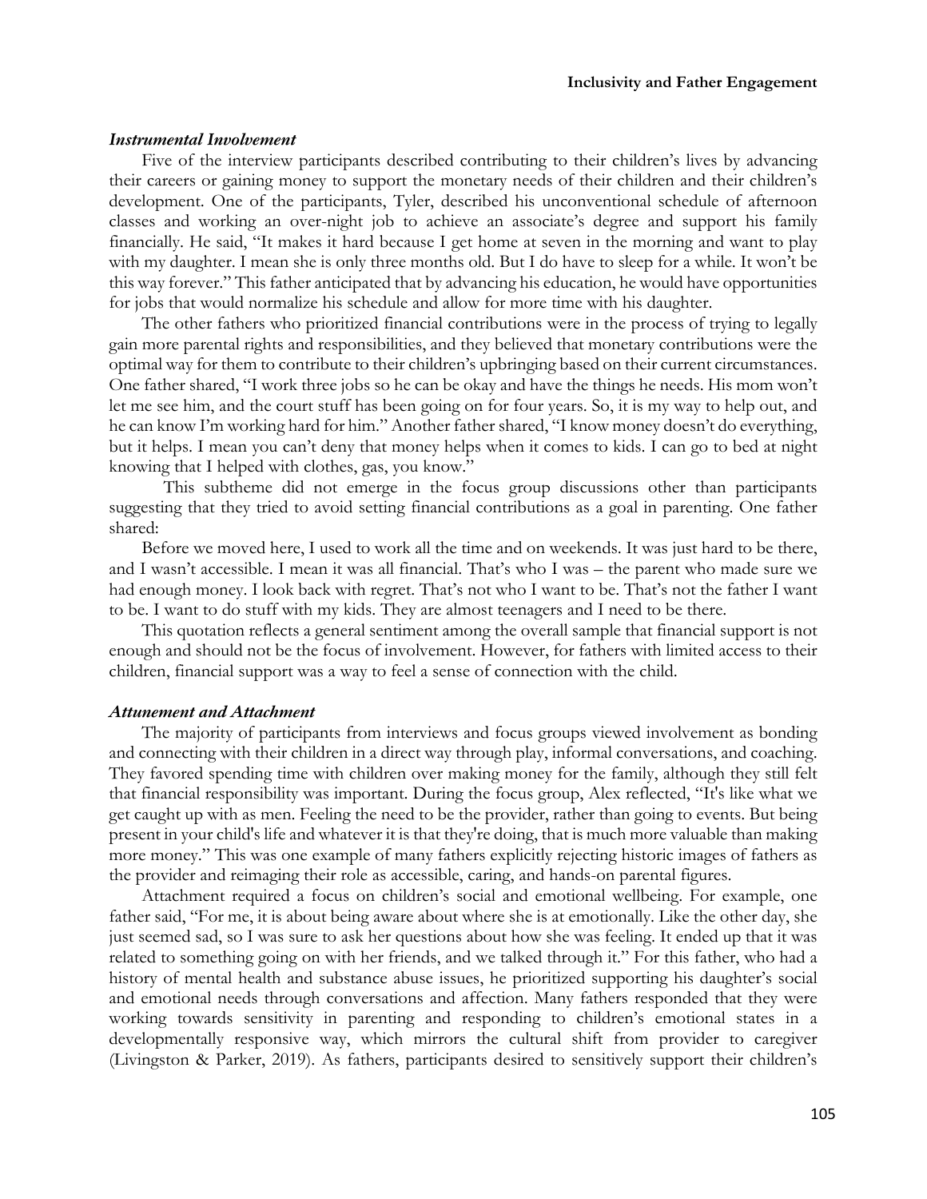### *Instrumental Involvement*

Five of the interview participants described contributing to their children's lives by advancing their careers or gaining money to support the monetary needs of their children and their children's development. One of the participants, Tyler, described his unconventional schedule of afternoon classes and working an over-night job to achieve an associate's degree and support his family financially. He said, "It makes it hard because I get home at seven in the morning and want to play with my daughter. I mean she is only three months old. But I do have to sleep for a while. It won't be this way forever." This father anticipated that by advancing his education, he would have opportunities for jobs that would normalize his schedule and allow for more time with his daughter.

The other fathers who prioritized financial contributions were in the process of trying to legally gain more parental rights and responsibilities, and they believed that monetary contributions were the optimal way for them to contribute to their children's upbringing based on their current circumstances. One father shared, "I work three jobs so he can be okay and have the things he needs. His mom won't let me see him, and the court stuff has been going on for four years. So, it is my way to help out, and he can know I'm working hard for him." Another father shared, "I know money doesn't do everything, but it helps. I mean you can't deny that money helps when it comes to kids. I can go to bed at night knowing that I helped with clothes, gas, you know."

This subtheme did not emerge in the focus group discussions other than participants suggesting that they tried to avoid setting financial contributions as a goal in parenting. One father shared:

Before we moved here, I used to work all the time and on weekends. It was just hard to be there, and I wasn't accessible. I mean it was all financial. That's who I was – the parent who made sure we had enough money. I look back with regret. That's not who I want to be. That's not the father I want to be. I want to do stuff with my kids. They are almost teenagers and I need to be there.

This quotation reflects a general sentiment among the overall sample that financial support is not enough and should not be the focus of involvement. However, for fathers with limited access to their children, financial support was a way to feel a sense of connection with the child.

### *Attunement and Attachment*

The majority of participants from interviews and focus groups viewed involvement as bonding and connecting with their children in a direct way through play, informal conversations, and coaching. They favored spending time with children over making money for the family, although they still felt that financial responsibility was important. During the focus group, Alex reflected, "It's like what we get caught up with as men. Feeling the need to be the provider, rather than going to events. But being present in your child's life and whatever it is that they're doing, that is much more valuable than making more money." This was one example of many fathers explicitly rejecting historic images of fathers as the provider and reimaging their role as accessible, caring, and hands-on parental figures.

Attachment required a focus on children's social and emotional wellbeing. For example, one father said, "For me, it is about being aware about where she is at emotionally. Like the other day, she just seemed sad, so I was sure to ask her questions about how she was feeling. It ended up that it was related to something going on with her friends, and we talked through it." For this father, who had a history of mental health and substance abuse issues, he prioritized supporting his daughter's social and emotional needs through conversations and affection. Many fathers responded that they were working towards sensitivity in parenting and responding to children's emotional states in a developmentally responsive way, which mirrors the cultural shift from provider to caregiver (Livingston & Parker, 2019). As fathers, participants desired to sensitively support their children's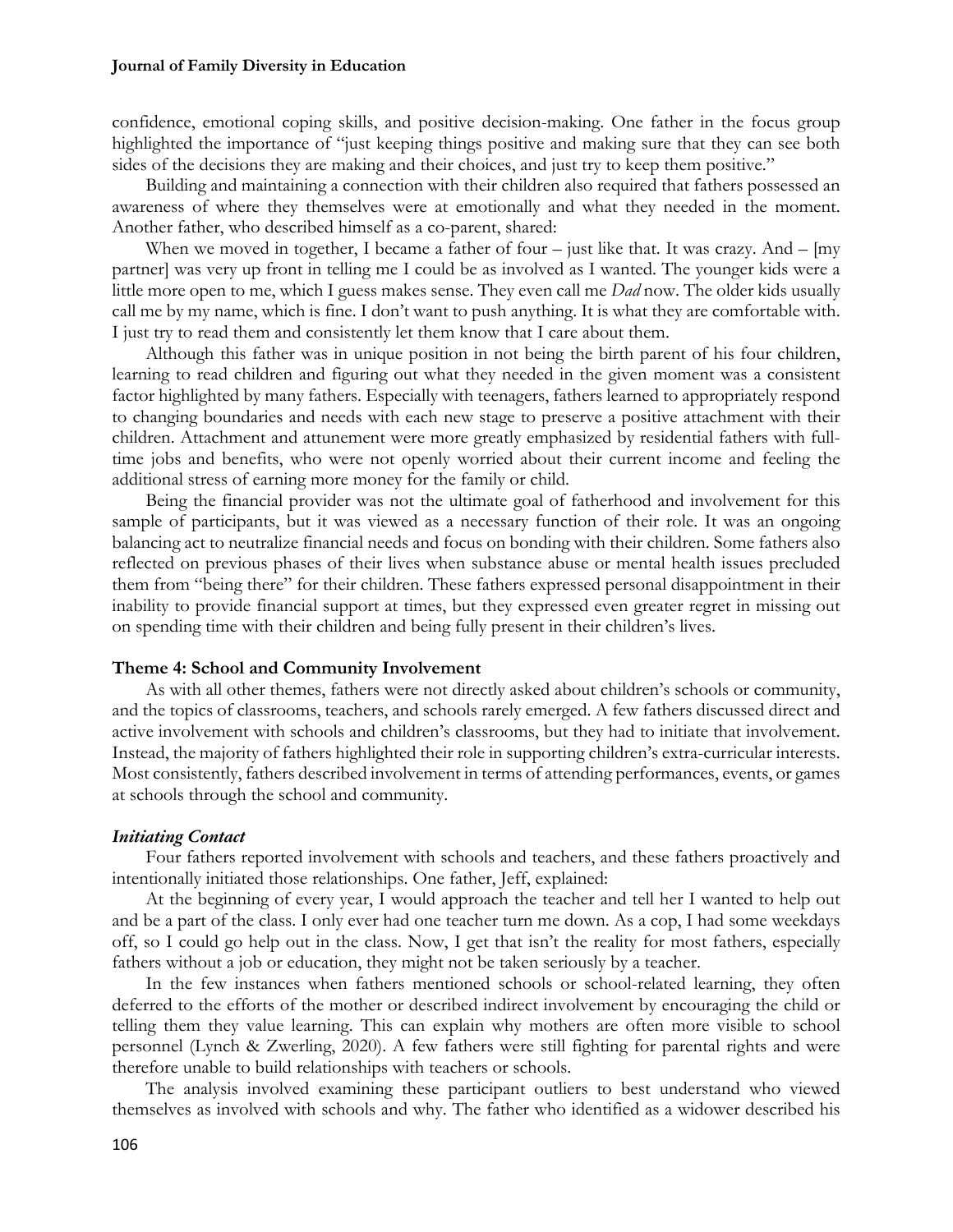confidence, emotional coping skills, and positive decision-making. One father in the focus group highlighted the importance of "just keeping things positive and making sure that they can see both sides of the decisions they are making and their choices, and just try to keep them positive."

Building and maintaining a connection with their children also required that fathers possessed an awareness of where they themselves were at emotionally and what they needed in the moment. Another father, who described himself as a co-parent, shared:

When we moved in together, I became a father of four – just like that. It was crazy. And – [my partner] was very up front in telling me I could be as involved as I wanted. The younger kids were a little more open to me, which I guess makes sense. They even call me *Dad* now. The older kids usually call me by my name, which is fine. I don't want to push anything. It is what they are comfortable with. I just try to read them and consistently let them know that I care about them.

Although this father was in unique position in not being the birth parent of his four children, learning to read children and figuring out what they needed in the given moment was a consistent factor highlighted by many fathers. Especially with teenagers, fathers learned to appropriately respond to changing boundaries and needs with each new stage to preserve a positive attachment with their children. Attachment and attunement were more greatly emphasized by residential fathers with full-time jobs and benefits, who were not openly worried about their current income and feeling the additional stress of earning more money for the family or child.

Being the financial provider was not the ultimate goal of fatherhood and involvement for this sample of participants, but it was viewed as a necessary function of their role. It was an ongoing balancing act to neutralize financial needs and focus on bonding with their children. Some fathers also reflected on previous phases of their lives when substance abuse or mental health issues precluded them from "being there" for their children. These fathers expressed personal disappointment in their inability to provide financial support at times, but they expressed even greater regret in missing out on spending time with their children and being fully present in their children's lives.

### Theme 4: School and Community Involvement

As with all other themes, fathers were not directly asked about children's schools or community, and the topics of classrooms, teachers, and schools rarely emerged. A few fathers discussed direct and active involvement with schools and children's classrooms, but they had to initiate that involvement. Instead, the majority of fathers highlighted their role in supporting children's extra-curricular interests. Most consistently, fathers described involvement in terms of attending performances, events, or games at schools through the school and community.

#### *Initiating Contact*

Four fathers reported involvement with schools and teachers, and these fathers proactively and intentionally initiated those relationships. One father, Jeff, explained:

At the beginning of every year, I would approach the teacher and tell her I wanted to help out and be a part of the class. I only ever had one teacher turn me down. As a cop, I had some weekdays off, so I could go help out in the class. Now, I get that isn't the reality for most fathers, especially fathers without a job or education, they might not be taken seriously by a teacher.

In the few instances when fathers mentioned schools or school-related learning, they often deferred to the efforts of the mother or described indirect involvement by encouraging the child or telling them they value learning. This can explain why mothers are often more visible to school personnel (Lynch & Zwerling, 2020). A few fathers were still fighting for parental rights and were therefore unable to build relationships with teachers or schools.

The analysis involved examining these participant outliers to best understand who viewed themselves as involved with schools and why. The father who identified as a widower described his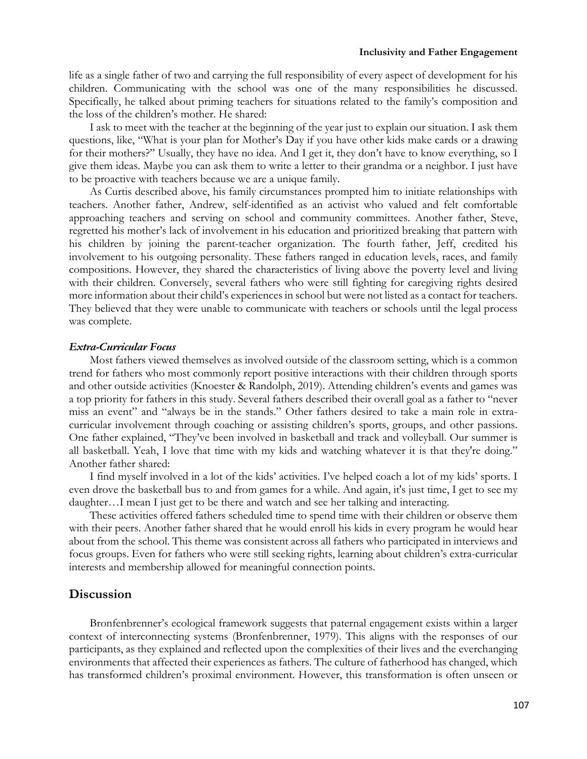life as a single father of two and carrying the full responsibility of every aspect of development for his children. Communicating with the school was one of the many responsibilities he discussed. Specifically, he talked about priming teachers for situations related to the family's composition and the loss of the children's mother. He shared:

I ask to meet with the teacher at the beginning of the year just to explain our situation. I ask them questions, like, "What is your plan for Mother's Day if you have other kids make cards or a drawing for their mothers?" Usually, they have no idea. And I get it, they don't have to know everything, so I give them ideas. Maybe you can ask them to write a letter to their grandma or a neighbor. I just have to be proactive with teachers because we are a unique family.

As Curtis described above, his family circumstances prompted him to initiate relationships with teachers. Another father, Andrew, self-identified as an activist who valued and felt comfortable approaching teachers and serving on school and community committees. Another father, Steve, regretted his mother's lack of involvement in his education and prioritized breaking that pattern with his children by joining the parent-teacher organization. The fourth father, Jeff, credited his involvement to his outgoing personality. These fathers ranged in education levels, races, and family compositions. However, they shared the characteristics of living above the poverty level and living with their children. Conversely, several fathers who were still fighting for caregiving rights desired more information about their child's experiences in school but were not listed as a contact for teachers. They believed that they were unable to communicate with teachers or schools until the legal process was complete.

#### ***Extra-Curricular Focus***

Most fathers viewed themselves as involved outside of the classroom setting, which is a common trend for fathers who most commonly report positive interactions with their children through sports and other outside activities (Knoester & Randolph, 2019). Attending children's events and games was a top priority for fathers in this study. Several fathers described their overall goal as a father to "never miss an event" and "always be in the stands." Other fathers desired to take a main role in extra-curricular involvement through coaching or assisting children's sports, groups, and other passions. One father explained, "They've been involved in basketball and track and volleyball. Our summer is all basketball. Yeah, I love that time with my kids and watching whatever it is that they're doing." Another father shared:

I find myself involved in a lot of the kids' activities. I've helped coach a lot of my kids' sports. I even drove the basketball bus to and from games for a while. And again, it's just time, I get to see my daughter…I mean I just get to be there and watch and see her talking and interacting.

These activities offered fathers scheduled time to spend time with their children or observe them with their peers. Another father shared that he would enroll his kids in every program he would hear about from the school. This theme was consistent across all fathers who participated in interviews and focus groups. Even for fathers who were still seeking rights, learning about children's extra-curricular interests and membership allowed for meaningful connection points.

## Discussion

Bronfenbrenner's ecological framework suggests that paternal engagement exists within a larger context of interconnecting systems (Bronfenbrenner, 1979). This aligns with the responses of our participants, as they explained and reflected upon the complexities of their lives and the everchanging environments that affected their experiences as fathers. The culture of fatherhood has changed, which has transformed children's proximal environment. However, this transformation is often unseen or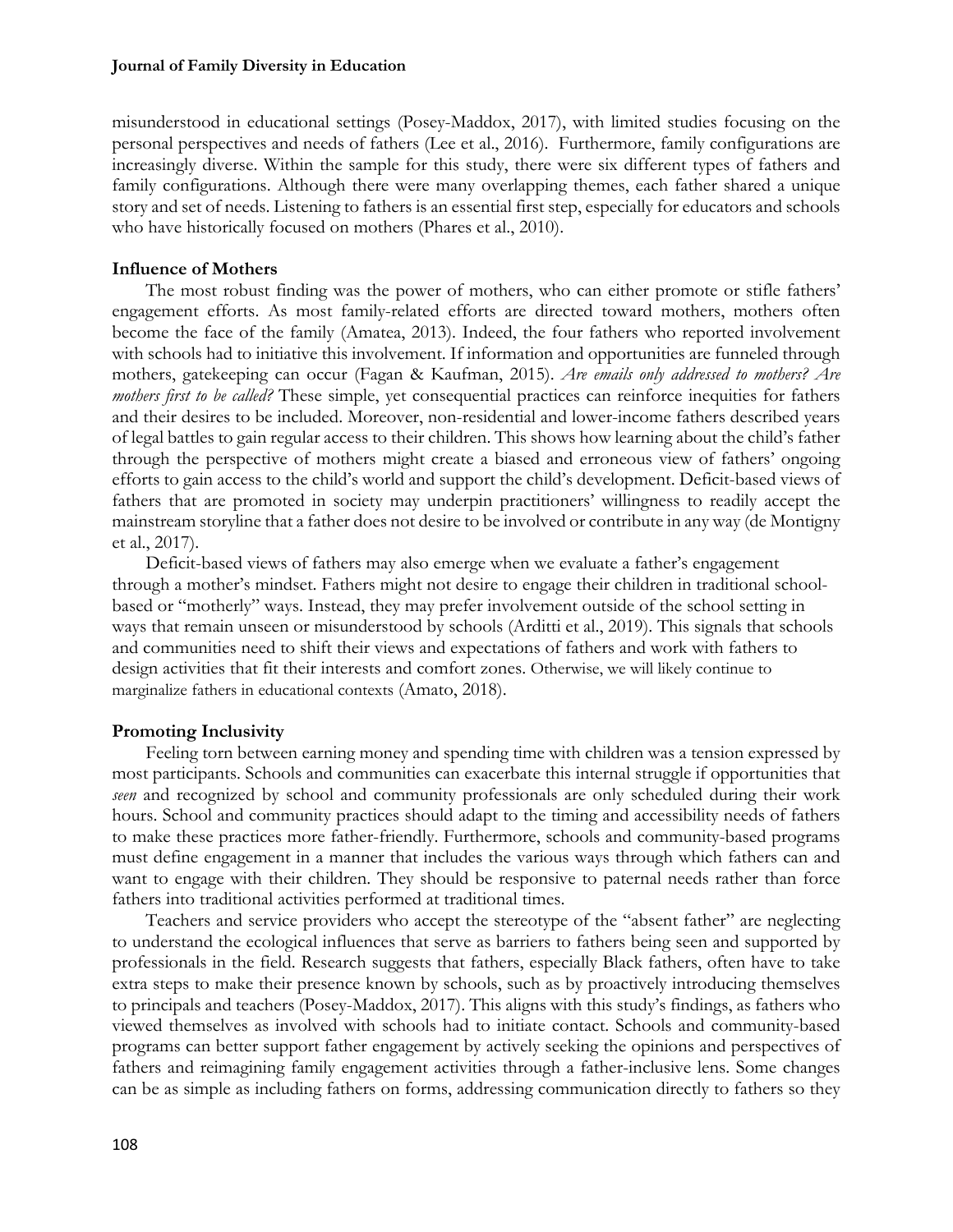misunderstood in educational settings (Posey-Maddox, 2017), with limited studies focusing on the personal perspectives and needs of fathers (Lee et al., 2016). Furthermore, family configurations are increasingly diverse. Within the sample for this study, there were six different types of fathers and family configurations. Although there were many overlapping themes, each father shared a unique story and set of needs. Listening to fathers is an essential first step, especially for educators and schools who have historically focused on mothers (Phares et al., 2010).

### Influence of Mothers

The most robust finding was the power of mothers, who can either promote or stifle fathers' engagement efforts. As most family-related efforts are directed toward mothers, mothers often become the face of the family (Amatea, 2013). Indeed, the four fathers who reported involvement with schools had to initiative this involvement. If information and opportunities are funneled through mothers, gatekeeping can occur (Fagan & Kaufman, 2015). *Are emails only addressed to mothers? Are mothers first to be called?* These simple, yet consequential practices can reinforce inequities for fathers and their desires to be included. Moreover, non-residential and lower-income fathers described years of legal battles to gain regular access to their children. This shows how learning about the child's father through the perspective of mothers might create a biased and erroneous view of fathers' ongoing efforts to gain access to the child's world and support the child's development. Deficit-based views of fathers that are promoted in society may underpin practitioners' willingness to readily accept the mainstream storyline that a father does not desire to be involved or contribute in any way (de Montigny et al., 2017).

Deficit-based views of fathers may also emerge when we evaluate a father's engagement through a mother's mindset. Fathers might not desire to engage their children in traditional school-based or "motherly" ways. Instead, they may prefer involvement outside of the school setting in ways that remain unseen or misunderstood by schools (Arditti et al., 2019). This signals that schools and communities need to shift their views and expectations of fathers and work with fathers to design activities that fit their interests and comfort zones. Otherwise, we will likely continue to marginalize fathers in educational contexts (Amato, 2018).

### Promoting Inclusivity

Feeling torn between earning money and spending time with children was a tension expressed by most participants. Schools and communities can exacerbate this internal struggle if opportunities that *seen* and recognized by school and community professionals are only scheduled during their work hours. School and community practices should adapt to the timing and accessibility needs of fathers to make these practices more father-friendly. Furthermore, schools and community-based programs must define engagement in a manner that includes the various ways through which fathers can and want to engage with their children. They should be responsive to paternal needs rather than force fathers into traditional activities performed at traditional times.

Teachers and service providers who accept the stereotype of the "absent father" are neglecting to understand the ecological influences that serve as barriers to fathers being seen and supported by professionals in the field. Research suggests that fathers, especially Black fathers, often have to take extra steps to make their presence known by schools, such as by proactively introducing themselves to principals and teachers (Posey-Maddox, 2017). This aligns with this study's findings, as fathers who viewed themselves as involved with schools had to initiate contact. Schools and community-based programs can better support father engagement by actively seeking the opinions and perspectives of fathers and reimagining family engagement activities through a father-inclusive lens. Some changes can be as simple as including fathers on forms, addressing communication directly to fathers so they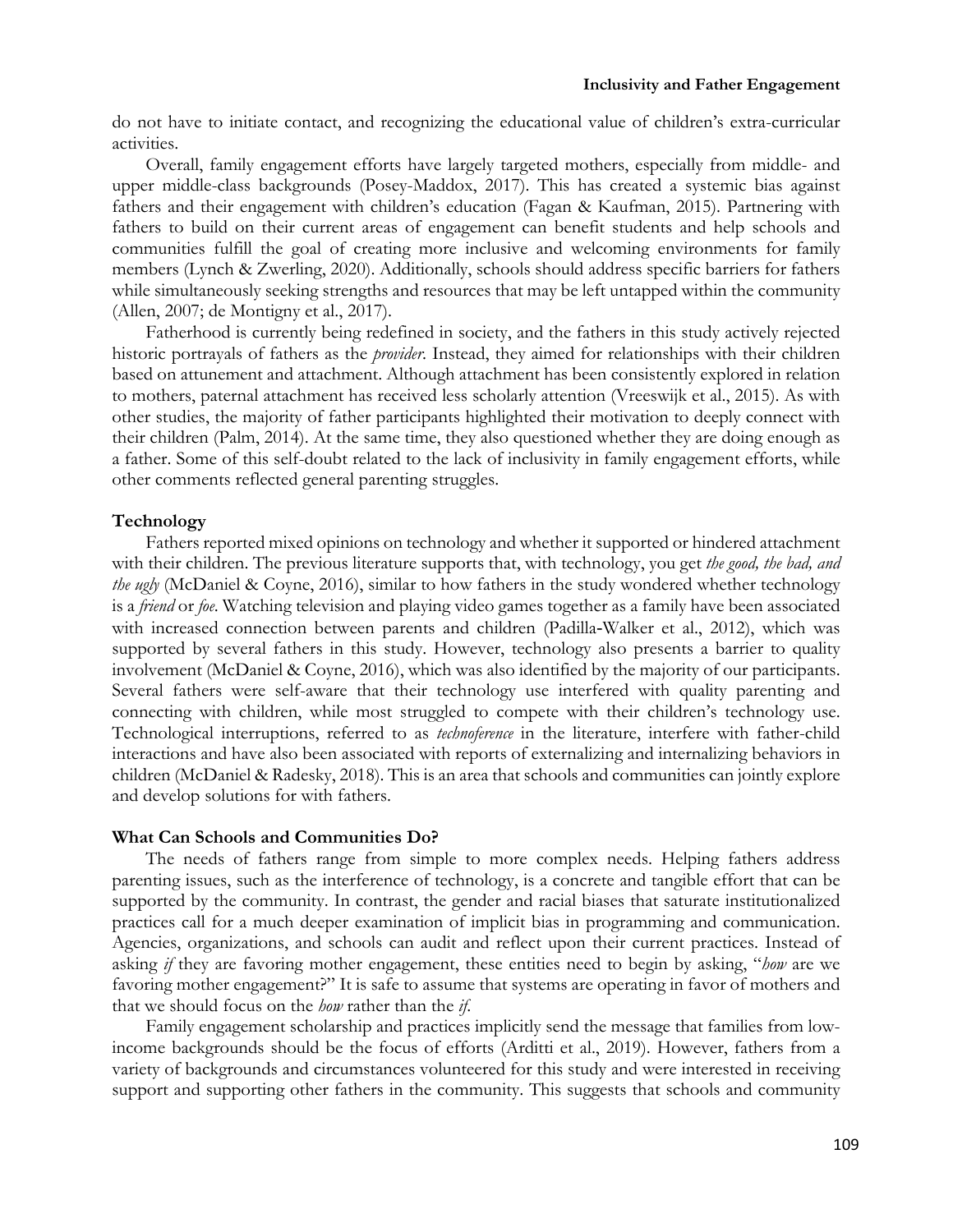do not have to initiate contact, and recognizing the educational value of children's extra-curricular activities.

Overall, family engagement efforts have largely targeted mothers, especially from middle- and upper middle-class backgrounds (Posey-Maddox, 2017). This has created a systemic bias against fathers and their engagement with children's education (Fagan & Kaufman, 2015). Partnering with fathers to build on their current areas of engagement can benefit students and help schools and communities fulfill the goal of creating more inclusive and welcoming environments for family members (Lynch & Zwerling, 2020). Additionally, schools should address specific barriers for fathers while simultaneously seeking strengths and resources that may be left untapped within the community (Allen, 2007; de Montigny et al., 2017).

Fatherhood is currently being redefined in society, and the fathers in this study actively rejected historic portrayals of fathers as the *provider*. Instead, they aimed for relationships with their children based on attunement and attachment. Although attachment has been consistently explored in relation to mothers, paternal attachment has received less scholarly attention (Vreeswijk et al., 2015). As with other studies, the majority of father participants highlighted their motivation to deeply connect with their children (Palm, 2014). At the same time, they also questioned whether they are doing enough as a father. Some of this self-doubt related to the lack of inclusivity in family engagement efforts, while other comments reflected general parenting struggles.

### Technology

Fathers reported mixed opinions on technology and whether it supported or hindered attachment with their children. The previous literature supports that, with technology, you get *the good, the bad, and the ugly* (McDaniel & Coyne, 2016), similar to how fathers in the study wondered whether technology is a *friend* or *foe*. Watching television and playing video games together as a family have been associated with increased connection between parents and children (Padilla-Walker et al., 2012), which was supported by several fathers in this study. However, technology also presents a barrier to quality involvement (McDaniel & Coyne, 2016), which was also identified by the majority of our participants. Several fathers were self-aware that their technology use interfered with quality parenting and connecting with children, while most struggled to compete with their children's technology use. Technological interruptions, referred to as *technoference* in the literature, interfere with father-child interactions and have also been associated with reports of externalizing and internalizing behaviors in children (McDaniel & Radesky, 2018). This is an area that schools and communities can jointly explore and develop solutions for with fathers.

### What Can Schools and Communities Do?

The needs of fathers range from simple to more complex needs. Helping fathers address parenting issues, such as the interference of technology, is a concrete and tangible effort that can be supported by the community. In contrast, the gender and racial biases that saturate institutionalized practices call for a much deeper examination of implicit bias in programming and communication. Agencies, organizations, and schools can audit and reflect upon their current practices. Instead of asking *if* they are favoring mother engagement, these entities need to begin by asking, "*how* are we favoring mother engagement?" It is safe to assume that systems are operating in favor of mothers and that we should focus on the *how* rather than the *if*.

Family engagement scholarship and practices implicitly send the message that families from low-income backgrounds should be the focus of efforts (Arditti et al., 2019). However, fathers from a variety of backgrounds and circumstances volunteered for this study and were interested in receiving support and supporting other fathers in the community. This suggests that schools and community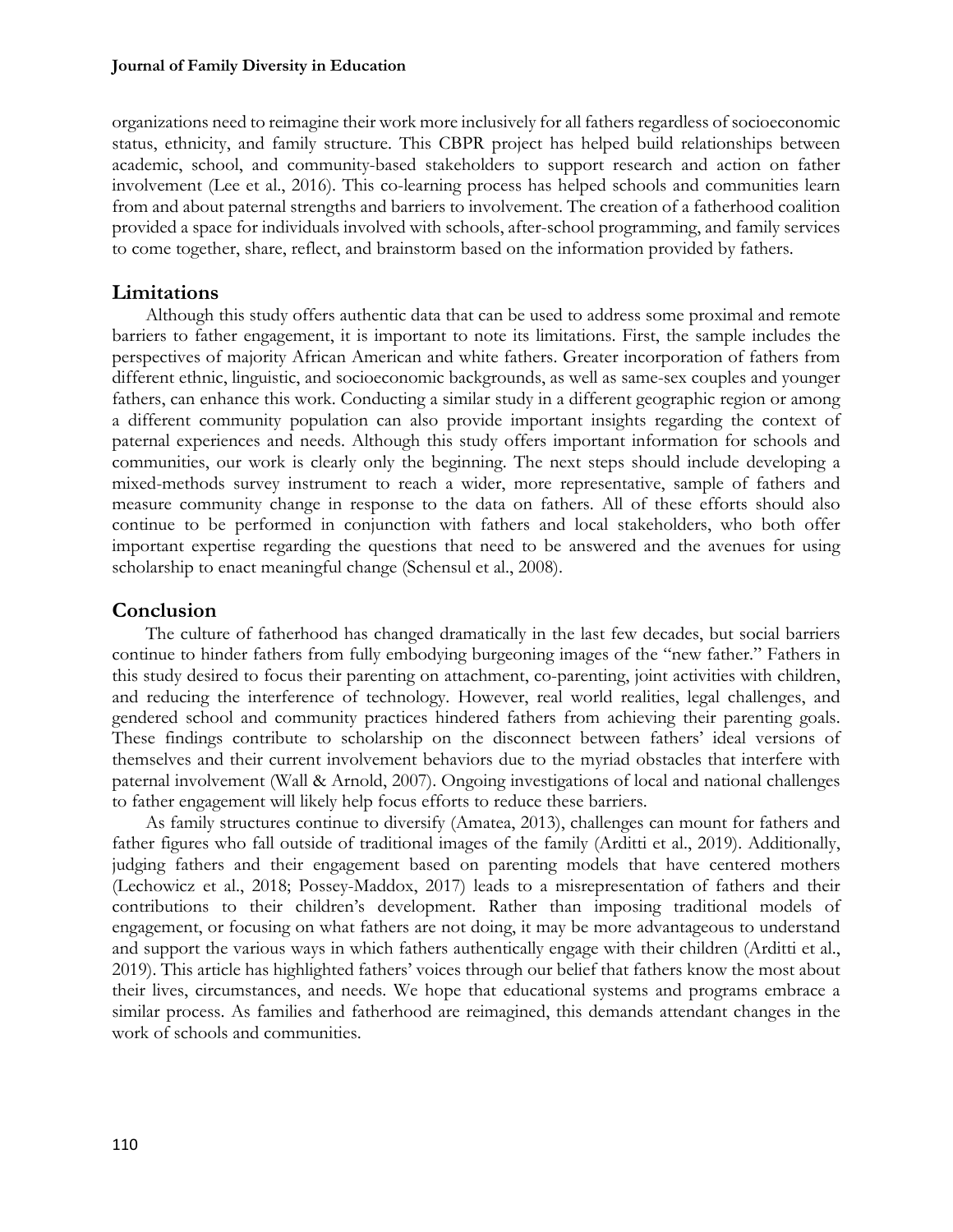organizations need to reimagine their work more inclusively for all fathers regardless of socioeconomic status, ethnicity, and family structure. This CBPR project has helped build relationships between academic, school, and community-based stakeholders to support research and action on father involvement (Lee et al., 2016). This co-learning process has helped schools and communities learn from and about paternal strengths and barriers to involvement. The creation of a fatherhood coalition provided a space for individuals involved with schools, after-school programming, and family services to come together, share, reflect, and brainstorm based on the information provided by fathers.

## Limitations

Although this study offers authentic data that can be used to address some proximal and remote barriers to father engagement, it is important to note its limitations. First, the sample includes the perspectives of majority African American and white fathers. Greater incorporation of fathers from different ethnic, linguistic, and socioeconomic backgrounds, as well as same-sex couples and younger fathers, can enhance this work. Conducting a similar study in a different geographic region or among a different community population can also provide important insights regarding the context of paternal experiences and needs. Although this study offers important information for schools and communities, our work is clearly only the beginning. The next steps should include developing a mixed-methods survey instrument to reach a wider, more representative, sample of fathers and measure community change in response to the data on fathers. All of these efforts should also continue to be performed in conjunction with fathers and local stakeholders, who both offer important expertise regarding the questions that need to be answered and the avenues for using scholarship to enact meaningful change (Schensul et al., 2008).

## Conclusion

The culture of fatherhood has changed dramatically in the last few decades, but social barriers continue to hinder fathers from fully embodying burgeoning images of the "new father." Fathers in this study desired to focus their parenting on attachment, co-parenting, joint activities with children, and reducing the interference of technology. However, real world realities, legal challenges, and gendered school and community practices hindered fathers from achieving their parenting goals. These findings contribute to scholarship on the disconnect between fathers' ideal versions of themselves and their current involvement behaviors due to the myriad obstacles that interfere with paternal involvement (Wall & Arnold, 2007). Ongoing investigations of local and national challenges to father engagement will likely help focus efforts to reduce these barriers.

As family structures continue to diversify (Amatea, 2013), challenges can mount for fathers and father figures who fall outside of traditional images of the family (Arditti et al., 2019). Additionally, judging fathers and their engagement based on parenting models that have centered mothers (Lechowicz et al., 2018; Possey-Maddox, 2017) leads to a misrepresentation of fathers and their contributions to their children's development. Rather than imposing traditional models of engagement, or focusing on what fathers are not doing, it may be more advantageous to understand and support the various ways in which fathers authentically engage with their children (Arditti et al., 2019). This article has highlighted fathers' voices through our belief that fathers know the most about their lives, circumstances, and needs. We hope that educational systems and programs embrace a similar process. As families and fatherhood are reimagined, this demands attendant changes in the work of schools and communities.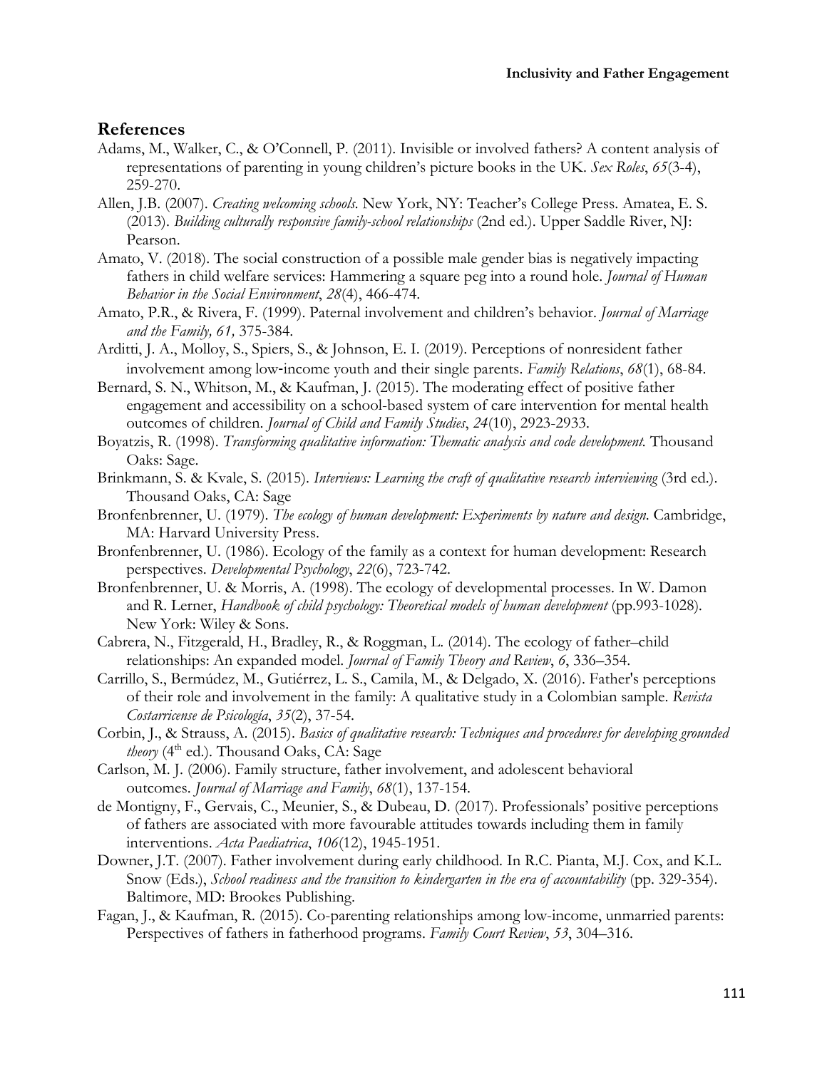## References

Adams, M., Walker, C., & O'Connell, P. (2011). Invisible or involved fathers? A content analysis of representations of parenting in young children's picture books in the UK. *Sex Roles*, *65*(3-4), 259-270.

Allen, J.B. (2007). *Creating welcoming schools*. New York, NY: Teacher's College Press. Amatea, E. S. (2013). *Building culturally responsive family-school relationships* (2nd ed.). Upper Saddle River, NJ: Pearson.

Amato, V. (2018). The social construction of a possible male gender bias is negatively impacting fathers in child welfare services: Hammering a square peg into a round hole. *Journal of Human Behavior in the Social Environment*, *28*(4), 466-474.

Amato, P.R., & Rivera, F. (1999). Paternal involvement and children's behavior. *Journal of Marriage and the Family, 61,* 375-384.

Arditti, J. A., Molloy, S., Spiers, S., & Johnson, E. I. (2019). Perceptions of nonresident father involvement among low‐income youth and their single parents. *Family Relations*, *68*(1), 68-84.

Bernard, S. N., Whitson, M., & Kaufman, J. (2015). The moderating effect of positive father engagement and accessibility on a school-based system of care intervention for mental health outcomes of children. *Journal of Child and Family Studies*, *24*(10), 2923-2933.

Boyatzis, R. (1998). *Transforming qualitative information: Thematic analysis and code development.* Thousand Oaks: Sage.

Brinkmann, S. & Kvale, S. (2015). *Interviews: Learning the craft of qualitative research interviewing* (3rd ed.). Thousand Oaks, CA: Sage

Bronfenbrenner, U. (1979). *The ecology of human development: Experiments by nature and design*. Cambridge, MA: Harvard University Press.

Bronfenbrenner, U. (1986). Ecology of the family as a context for human development: Research perspectives. *Developmental Psychology*, *22*(6), 723-742.

Bronfenbrenner, U. & Morris, A. (1998). The ecology of developmental processes. In W. Damon and R. Lerner, *Handbook of child psychology: Theoretical models of human development* (pp.993-1028). New York: Wiley & Sons.

Cabrera, N., Fitzgerald, H., Bradley, R., & Roggman, L. (2014). The ecology of father–child relationships: An expanded model. *Journal of Family Theory and Review*, *6*, 336–354.

Carrillo, S., Bermúdez, M., Gutiérrez, L. S., Camila, M., & Delgado, X. (2016). Father's perceptions of their role and involvement in the family: A qualitative study in a Colombian sample. *Revista Costarricense de Psicología*, *35*(2), 37-54.

Corbin, J., & Strauss, A. (2015). *Basics of qualitative research: Techniques and procedures for developing grounded theory* (4th ed.). Thousand Oaks, CA: Sage

Carlson, M. J. (2006). Family structure, father involvement, and adolescent behavioral outcomes. *Journal of Marriage and Family*, *68*(1), 137-154.

de Montigny, F., Gervais, C., Meunier, S., & Dubeau, D. (2017). Professionals' positive perceptions of fathers are associated with more favourable attitudes towards including them in family interventions. *Acta Paediatrica*, *106*(12), 1945-1951.

Downer, J.T. (2007). Father involvement during early childhood. In R.C. Pianta, M.J. Cox, and K.L. Snow (Eds.), *School readiness and the transition to kindergarten in the era of accountability* (pp. 329-354). Baltimore, MD: Brookes Publishing.

Fagan, J., & Kaufman, R. (2015). Co-parenting relationships among low-income, unmarried parents: Perspectives of fathers in fatherhood programs. *Family Court Review*, *53*, 304–316.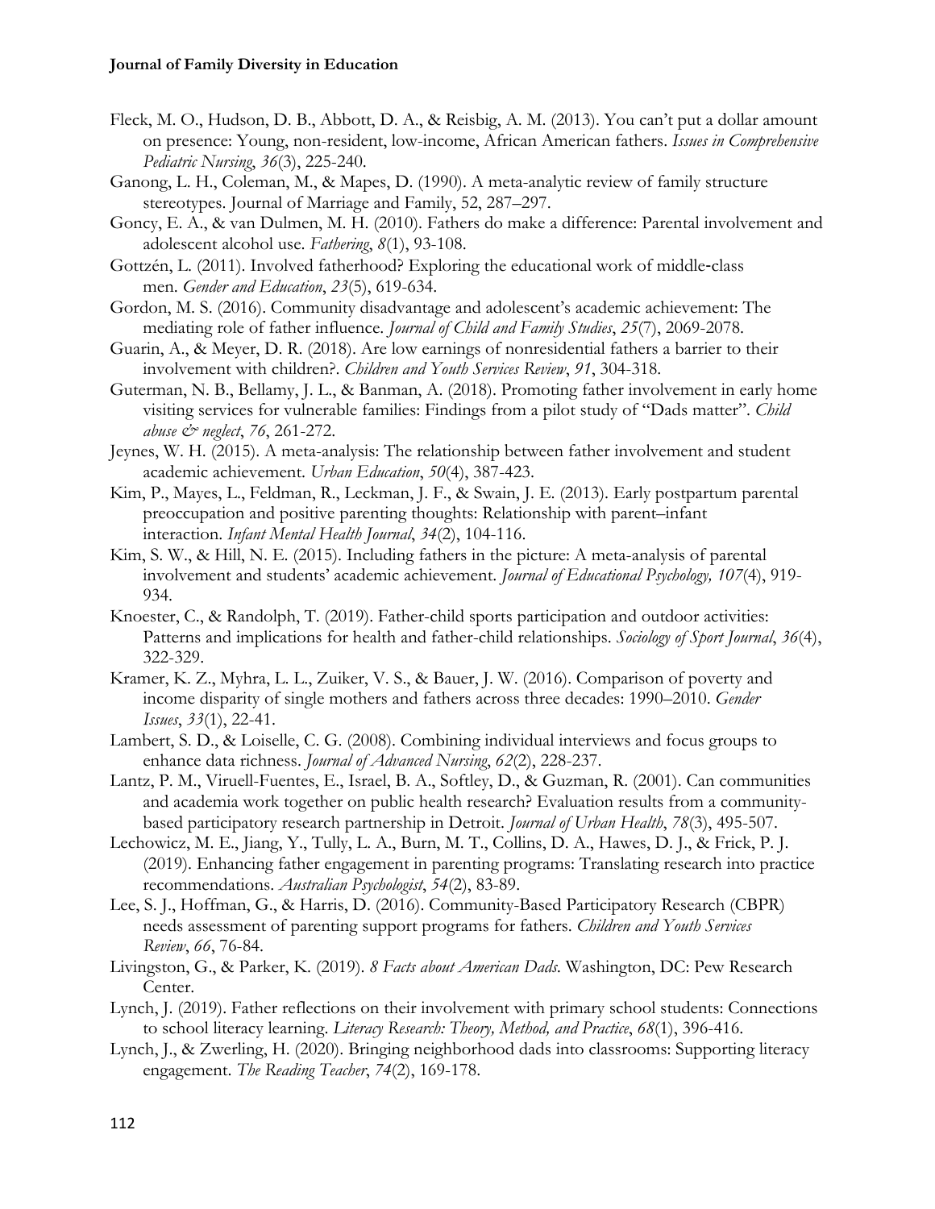Fleck, M. O., Hudson, D. B., Abbott, D. A., & Reisbig, A. M. (2013). You can't put a dollar amount on presence: Young, non-resident, low-income, African American fathers. *Issues in Comprehensive Pediatric Nursing*, *36*(3), 225-240.

Ganong, L. H., Coleman, M., & Mapes, D. (1990). A meta-analytic review of family structure stereotypes. Journal of Marriage and Family, 52, 287–297.

Goncy, E. A., & van Dulmen, M. H. (2010). Fathers do make a difference: Parental involvement and adolescent alcohol use. *Fathering*, *8*(1), 93-108.

Gottzén, L. (2011). Involved fatherhood? Exploring the educational work of middle‐class men. *Gender and Education*, *23*(5), 619-634.

Gordon, M. S. (2016). Community disadvantage and adolescent's academic achievement: The mediating role of father influence. *Journal of Child and Family Studies*, *25*(7), 2069-2078.

Guarin, A., & Meyer, D. R. (2018). Are low earnings of nonresidential fathers a barrier to their involvement with children?. *Children and Youth Services Review*, *91*, 304-318.

Guterman, N. B., Bellamy, J. L., & Banman, A. (2018). Promoting father involvement in early home visiting services for vulnerable families: Findings from a pilot study of "Dads matter". *Child abuse & neglect*, *76*, 261-272.

Jeynes, W. H. (2015). A meta-analysis: The relationship between father involvement and student academic achievement. *Urban Education*, *50*(4), 387-423.

Kim, P., Mayes, L., Feldman, R., Leckman, J. F., & Swain, J. E. (2013). Early postpartum parental preoccupation and positive parenting thoughts: Relationship with parent–infant interaction. *Infant Mental Health Journal*, *34*(2), 104-116.

Kim, S. W., & Hill, N. E. (2015). Including fathers in the picture: A meta-analysis of parental involvement and students' academic achievement. *Journal of Educational Psychology, 107*(4), 919-934.

Knoester, C., & Randolph, T. (2019). Father-child sports participation and outdoor activities: Patterns and implications for health and father-child relationships. *Sociology of Sport Journal*, *36*(4), 322-329.

Kramer, K. Z., Myhra, L. L., Zuiker, V. S., & Bauer, J. W. (2016). Comparison of poverty and income disparity of single mothers and fathers across three decades: 1990–2010. *Gender Issues*, *33*(1), 22-41.

Lambert, S. D., & Loiselle, C. G. (2008). Combining individual interviews and focus groups to enhance data richness. *Journal of Advanced Nursing*, *62*(2), 228-237.

Lantz, P. M., Viruell-Fuentes, E., Israel, B. A., Softley, D., & Guzman, R. (2001). Can communities and academia work together on public health research? Evaluation results from a community-based participatory research partnership in Detroit. *Journal of Urban Health*, *78*(3), 495-507.

Lechowicz, M. E., Jiang, Y., Tully, L. A., Burn, M. T., Collins, D. A., Hawes, D. J., & Frick, P. J. (2019). Enhancing father engagement in parenting programs: Translating research into practice recommendations. *Australian Psychologist*, *54*(2), 83-89.

Lee, S. J., Hoffman, G., & Harris, D. (2016). Community-Based Participatory Research (CBPR) needs assessment of parenting support programs for fathers. *Children and Youth Services Review*, *66*, 76-84.

Livingston, G., & Parker, K. (2019). *8 Facts about American Dads*. Washington, DC: Pew Research Center.

Lynch, J. (2019). Father reflections on their involvement with primary school students: Connections to school literacy learning. *Literacy Research: Theory, Method, and Practice*, *68*(1), 396-416.

Lynch, J., & Zwerling, H. (2020). Bringing neighborhood dads into classrooms: Supporting literacy engagement. *The Reading Teacher*, *74*(2), 169-178.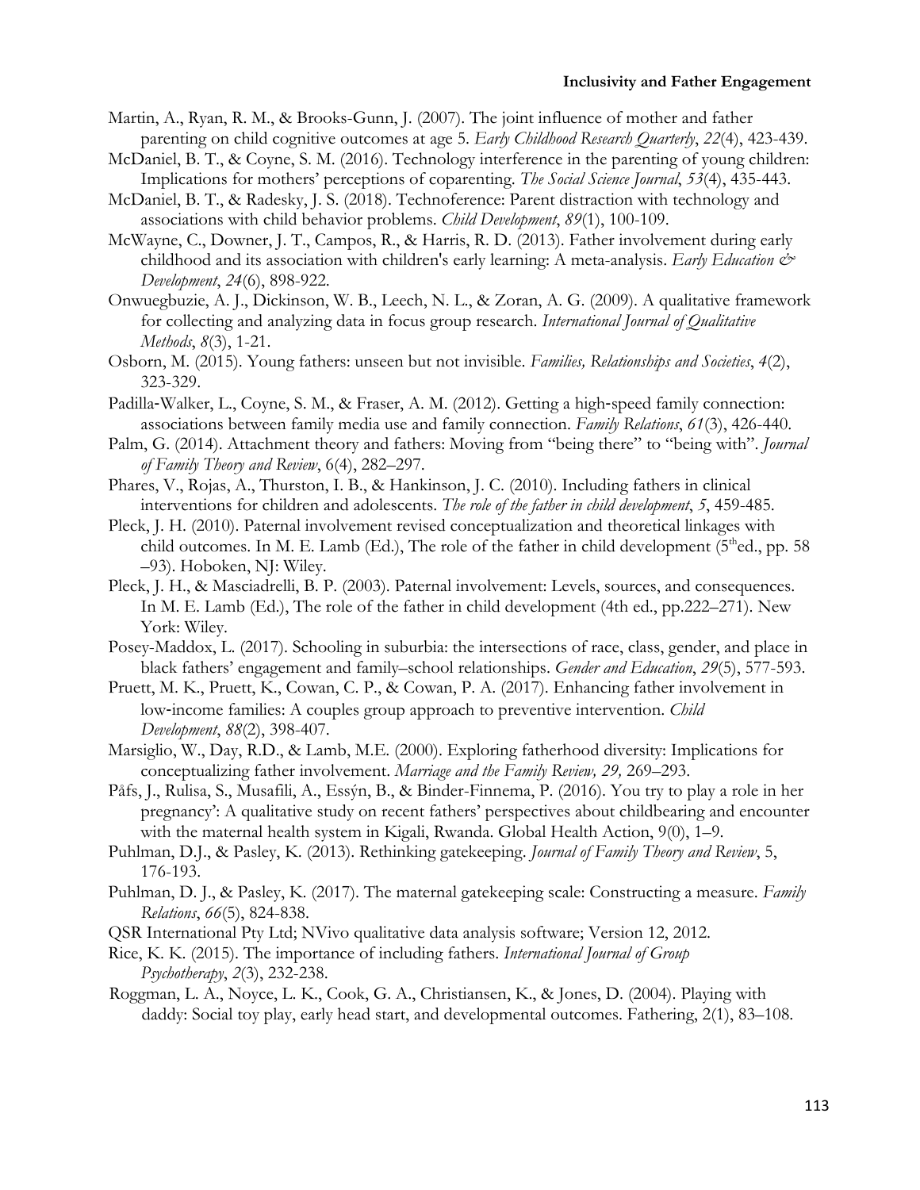Martin, A., Ryan, R. M., & Brooks-Gunn, J. (2007). The joint influence of mother and father parenting on child cognitive outcomes at age 5. *Early Childhood Research Quarterly*, *22*(4), 423-439.

McDaniel, B. T., & Coyne, S. M. (2016). Technology interference in the parenting of young children: Implications for mothers' perceptions of coparenting. *The Social Science Journal*, *53*(4), 435-443.

McDaniel, B. T., & Radesky, J. S. (2018). Technoference: Parent distraction with technology and associations with child behavior problems. *Child Development*, *89*(1), 100-109.

McWayne, C., Downer, J. T., Campos, R., & Harris, R. D. (2013). Father involvement during early childhood and its association with children's early learning: A meta-analysis. *Early Education & Development*, *24*(6), 898-922.

Onwuegbuzie, A. J., Dickinson, W. B., Leech, N. L., & Zoran, A. G. (2009). A qualitative framework for collecting and analyzing data in focus group research. *International Journal of Qualitative Methods*, *8*(3), 1-21.

Osborn, M. (2015). Young fathers: unseen but not invisible. *Families, Relationships and Societies*, *4*(2), 323-329.

Padilla-Walker, L., Coyne, S. M., & Fraser, A. M. (2012). Getting a high-speed family connection: associations between family media use and family connection. *Family Relations*, *61*(3), 426-440.

Palm, G. (2014). Attachment theory and fathers: Moving from "being there" to "being with". *Journal of Family Theory and Review*, 6(4), 282–297.

Phares, V., Rojas, A., Thurston, I. B., & Hankinson, J. C. (2010). Including fathers in clinical interventions for children and adolescents. *The role of the father in child development*, *5*, 459-485.

Pleck, J. H. (2010). Paternal involvement revised conceptualization and theoretical linkages with child outcomes. In M. E. Lamb (Ed.), The role of the father in child development (5thed., pp. 58 –93). Hoboken, NJ: Wiley.

Pleck, J. H., & Masciadrelli, B. P. (2003). Paternal involvement: Levels, sources, and consequences. In M. E. Lamb (Ed.), The role of the father in child development (4th ed., pp.222–271). New York: Wiley.

Posey-Maddox, L. (2017). Schooling in suburbia: the intersections of race, class, gender, and place in black fathers' engagement and family–school relationships. *Gender and Education*, *29*(5), 577-593.

Pruett, M. K., Pruett, K., Cowan, C. P., & Cowan, P. A. (2017). Enhancing father involvement in low-income families: A couples group approach to preventive intervention. *Child Development*, *88*(2), 398-407.

Marsiglio, W., Day, R.D., & Lamb, M.E. (2000). Exploring fatherhood diversity: Implications for conceptualizing father involvement. *Marriage and the Family Review, 29,* 269–293.

Påfs, J., Rulisa, S., Musafili, A., Essýn, B., & Binder-Finnema, P. (2016). You try to play a role in her pregnancy': A qualitative study on recent fathers' perspectives about childbearing and encounter with the maternal health system in Kigali, Rwanda. Global Health Action, 9(0), 1–9.

Puhlman, D.J., & Pasley, K. (2013). Rethinking gatekeeping. *Journal of Family Theory and Review*, 5, 176-193.

Puhlman, D. J., & Pasley, K. (2017). The maternal gatekeeping scale: Constructing a measure. *Family Relations*, *66*(5), 824-838.

QSR International Pty Ltd; NVivo qualitative data analysis software; Version 12, 2012.

Rice, K. K. (2015). The importance of including fathers. *International Journal of Group Psychotherapy*, *2*(3), 232-238.

Roggman, L. A., Noyce, L. K., Cook, G. A., Christiansen, K., & Jones, D. (2004). Playing with daddy: Social toy play, early head start, and developmental outcomes. Fathering, 2(1), 83–108.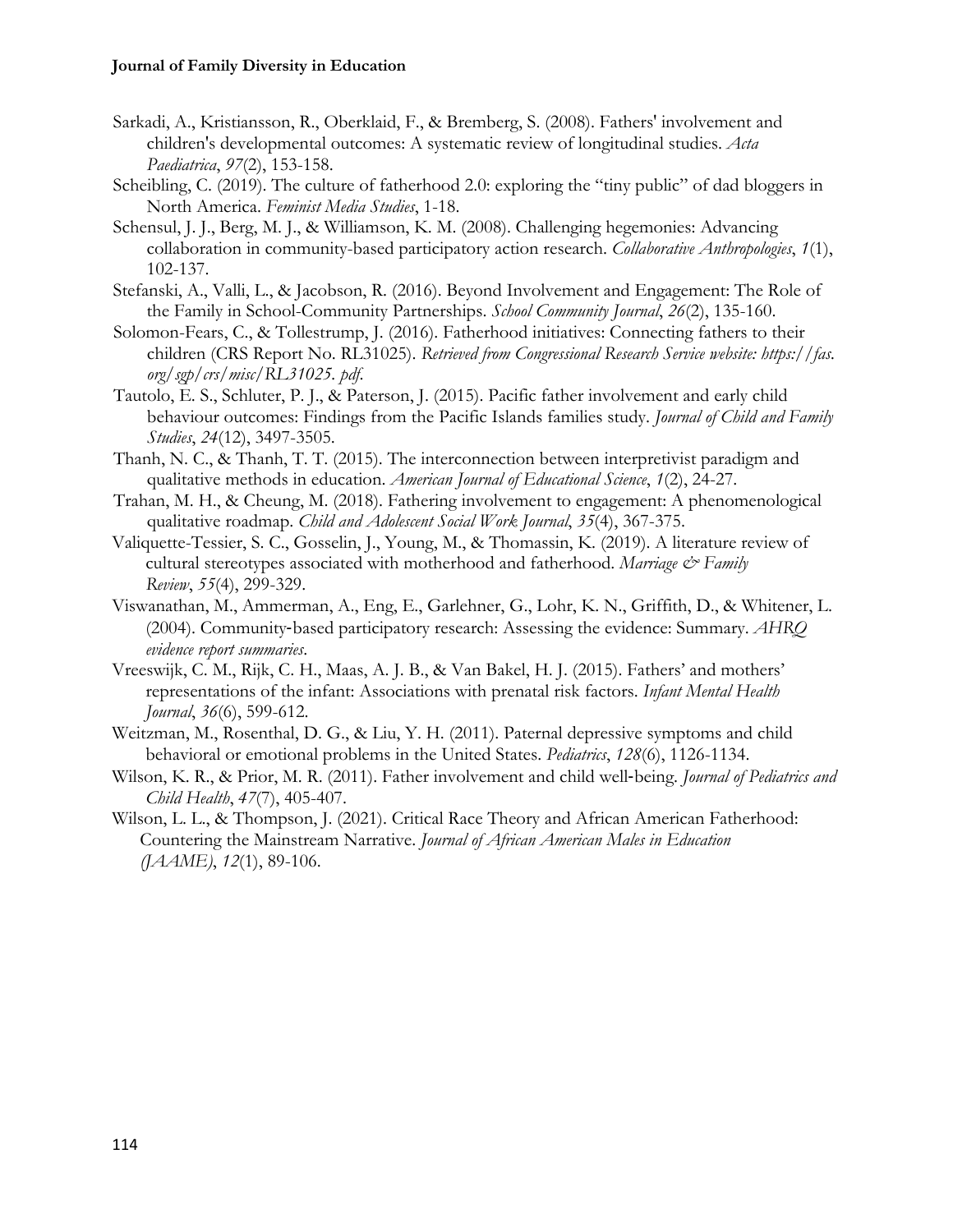Sarkadi, A., Kristiansson, R., Oberklaid, F., & Bremberg, S. (2008). Fathers' involvement and children's developmental outcomes: A systematic review of longitudinal studies. *Acta Paediatrica*, *97*(2), 153-158.

Scheibling, C. (2019). The culture of fatherhood 2.0: exploring the "tiny public" of dad bloggers in North America. *Feminist Media Studies*, 1-18.

Schensul, J. J., Berg, M. J., & Williamson, K. M. (2008). Challenging hegemonies: Advancing collaboration in community-based participatory action research. *Collaborative Anthropologies*, *1*(1), 102-137.

Stefanski, A., Valli, L., & Jacobson, R. (2016). Beyond Involvement and Engagement: The Role of the Family in School-Community Partnerships. *School Community Journal*, *26*(2), 135-160.

Solomon-Fears, C., & Tollestrump, J. (2016). Fatherhood initiatives: Connecting fathers to their children (CRS Report No. RL31025). *Retrieved from Congressional Research Service website: https://fas.org/sgp/crs/misc/RL31025. pdf.*

Tautolo, E. S., Schluter, P. J., & Paterson, J. (2015). Pacific father involvement and early child behaviour outcomes: Findings from the Pacific Islands families study. *Journal of Child and Family Studies*, *24*(12), 3497-3505.

Thanh, N. C., & Thanh, T. T. (2015). The interconnection between interpretivist paradigm and qualitative methods in education. *American Journal of Educational Science*, *1*(2), 24-27.

Trahan, M. H., & Cheung, M. (2018). Fathering involvement to engagement: A phenomenological qualitative roadmap. *Child and Adolescent Social Work Journal*, *35*(4), 367-375.

Valiquette-Tessier, S. C., Gosselin, J., Young, M., & Thomassin, K. (2019). A literature review of cultural stereotypes associated with motherhood and fatherhood. *Marriage & Family Review*, *55*(4), 299-329.

Viswanathan, M., Ammerman, A., Eng, E., Garlehner, G., Lohr, K. N., Griffith, D., & Whitener, L. (2004). Community-based participatory research: Assessing the evidence: Summary. *AHRQ evidence report summaries*.

Vreeswijk, C. M., Rijk, C. H., Maas, A. J. B., & Van Bakel, H. J. (2015). Fathers' and mothers' representations of the infant: Associations with prenatal risk factors. *Infant Mental Health Journal*, *36*(6), 599-612.

Weitzman, M., Rosenthal, D. G., & Liu, Y. H. (2011). Paternal depressive symptoms and child behavioral or emotional problems in the United States. *Pediatrics*, *128*(6), 1126-1134.

Wilson, K. R., & Prior, M. R. (2011). Father involvement and child well-being. *Journal of Pediatrics and Child Health*, *47*(7), 405-407.

Wilson, L. L., & Thompson, J. (2021). Critical Race Theory and African American Fatherhood: Countering the Mainstream Narrative. *Journal of African American Males in Education (JAAME)*, *12*(1), 89-106.